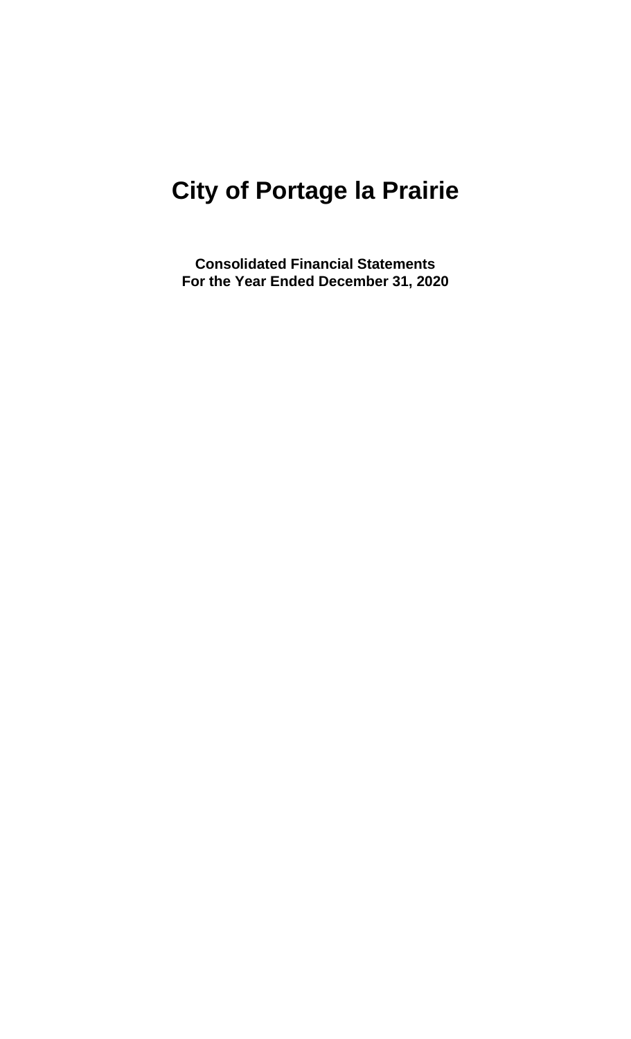# City of Portage la Prairie

**Consolidated Financial Statements**
**For the Year Ended December 31, 2020**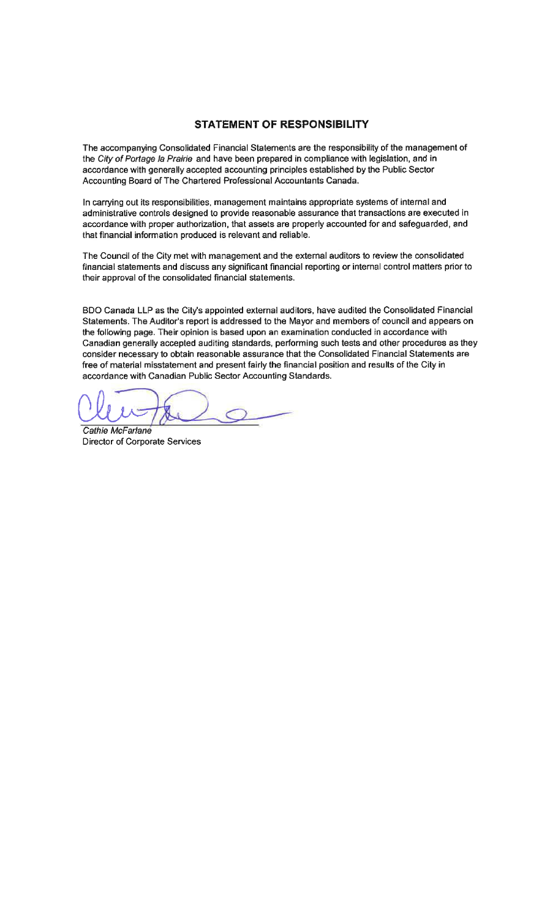## STATEMENT OF RESPONSIBILITY

The accompanying Consolidated Financial Statements are the responsibility of the management of the *City of Portage la Prairie* and have been prepared in compliance with legislation, and in accordance with generally accepted accounting principles established by the Public Sector Accounting Board of The Chartered Professional Accountants Canada.

In carrying out its responsibilities, management maintains appropriate systems of internal and administrative controls designed to provide reasonable assurance that transactions are executed in accordance with proper authorization, that assets are properly accounted for and safeguarded, and that financial information produced is relevant and reliable.

The Council of the City met with management and the external auditors to review the consolidated financial statements and discuss any significant financial reporting or internal control matters prior to their approval of the consolidated financial statements.

BDO Canada LLP as the City's appointed external auditors, have audited the Consolidated Financial Statements. The Auditor's report is addressed to the Mayor and members of council and appears on the following page. Their opinion is based upon an examination conducted in accordance with Canadian generally accepted auditing standards, performing such tests and other procedures as they consider necessary to obtain reasonable assurance that the Consolidated Financial Statements are free of material misstatement and present fairly the financial position and results of the City in accordance with Canadian Public Sector Accounting Standards.

*Cathie McFarlane*
Director of Corporate Services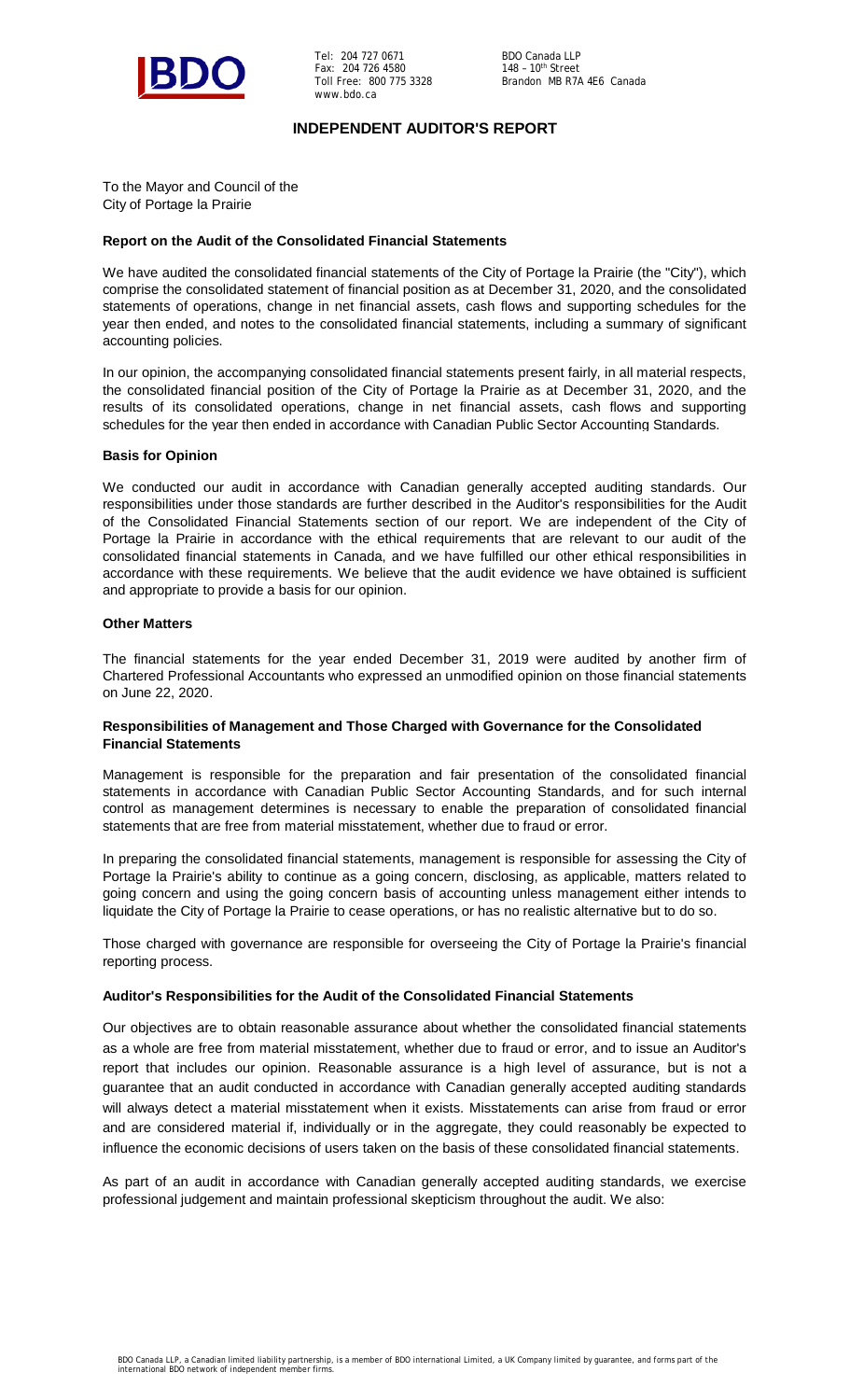BDO

Tel: 204 727 0671
Fax: 204 726 4580
Toll Free: 800 775 3328
www.bdo.ca

BDO Canada LLP
148 – 10th Street
Brandon MB R7A 4E6 Canada

## INDEPENDENT AUDITOR'S REPORT

To the Mayor and Council of the
City of Portage la Prairie

### Report on the Audit of the Consolidated Financial Statements

We have audited the consolidated financial statements of the City of Portage la Prairie (the "City"), which comprise the consolidated statement of financial position as at December 31, 2020, and the consolidated statements of operations, change in net financial assets, cash flows and supporting schedules for the year then ended, and notes to the consolidated financial statements, including a summary of significant accounting policies.

In our opinion, the accompanying consolidated financial statements present fairly, in all material respects, the consolidated financial position of the City of Portage la Prairie as at December 31, 2020, and the results of its consolidated operations, change in net financial assets, cash flows and supporting schedules for the year then ended in accordance with Canadian Public Sector Accounting Standards.

### Basis for Opinion

We conducted our audit in accordance with Canadian generally accepted auditing standards. Our responsibilities under those standards are further described in the Auditor's responsibilities for the Audit of the Consolidated Financial Statements section of our report. We are independent of the City of Portage la Prairie in accordance with the ethical requirements that are relevant to our audit of the consolidated financial statements in Canada, and we have fulfilled our other ethical responsibilities in accordance with these requirements. We believe that the audit evidence we have obtained is sufficient and appropriate to provide a basis for our opinion.

### Other Matters

The financial statements for the year ended December 31, 2019 were audited by another firm of Chartered Professional Accountants who expressed an unmodified opinion on those financial statements on June 22, 2020.

### Responsibilities of Management and Those Charged with Governance for the Consolidated Financial Statements

Management is responsible for the preparation and fair presentation of the consolidated financial statements in accordance with Canadian Public Sector Accounting Standards, and for such internal control as management determines is necessary to enable the preparation of consolidated financial statements that are free from material misstatement, whether due to fraud or error.

In preparing the consolidated financial statements, management is responsible for assessing the City of Portage la Prairie's ability to continue as a going concern, disclosing, as applicable, matters related to going concern and using the going concern basis of accounting unless management either intends to liquidate the City of Portage la Prairie to cease operations, or has no realistic alternative but to do so.

Those charged with governance are responsible for overseeing the City of Portage la Prairie's financial reporting process.

### Auditor's Responsibilities for the Audit of the Consolidated Financial Statements

Our objectives are to obtain reasonable assurance about whether the consolidated financial statements as a whole are free from material misstatement, whether due to fraud or error, and to issue an Auditor's report that includes our opinion. Reasonable assurance is a high level of assurance, but is not a guarantee that an audit conducted in accordance with Canadian generally accepted auditing standards will always detect a material misstatement when it exists. Misstatements can arise from fraud or error and are considered material if, individually or in the aggregate, they could reasonably be expected to influence the economic decisions of users taken on the basis of these consolidated financial statements.

As part of an audit in accordance with Canadian generally accepted auditing standards, we exercise professional judgement and maintain professional skepticism throughout the audit. We also:

BDO Canada LLP, a Canadian limited liability partnership, is a member of BDO International Limited, a UK Company limited by guarantee, and forms part of the international BDO network of independent member firms.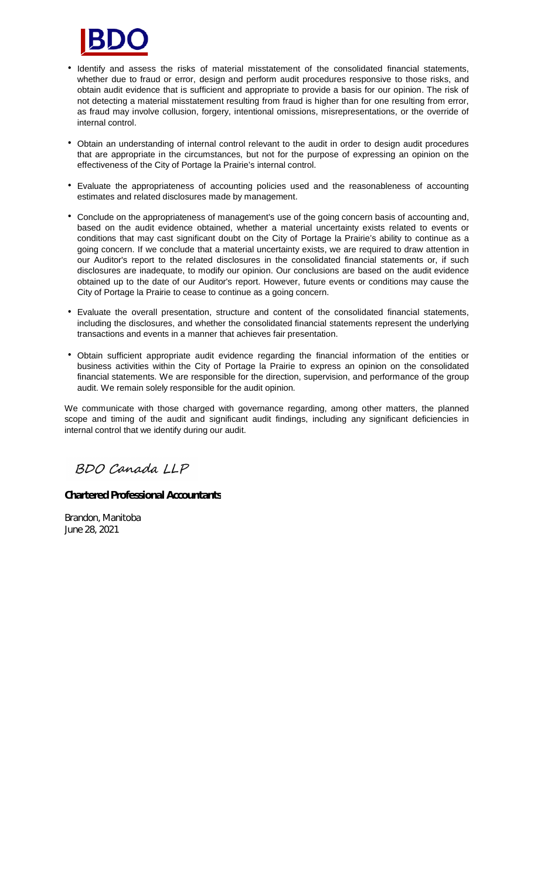- Identify and assess the risks of material misstatement of the consolidated financial statements, whether due to fraud or error, design and perform audit procedures responsive to those risks, and obtain audit evidence that is sufficient and appropriate to provide a basis for our opinion. The risk of not detecting a material misstatement resulting from fraud is higher than for one resulting from error, as fraud may involve collusion, forgery, intentional omissions, misrepresentations, or the override of internal control.

- Obtain an understanding of internal control relevant to the audit in order to design audit procedures that are appropriate in the circumstances, but not for the purpose of expressing an opinion on the effectiveness of the City of Portage la Prairie's internal control.

- Evaluate the appropriateness of accounting policies used and the reasonableness of accounting estimates and related disclosures made by management.

- Conclude on the appropriateness of management's use of the going concern basis of accounting and, based on the audit evidence obtained, whether a material uncertainty exists related to events or conditions that may cast significant doubt on the City of Portage la Prairie's ability to continue as a going concern. If we conclude that a material uncertainty exists, we are required to draw attention in our Auditor's report to the related disclosures in the consolidated financial statements or, if such disclosures are inadequate, to modify our opinion. Our conclusions are based on the audit evidence obtained up to the date of our Auditor's report. However, future events or conditions may cause the City of Portage la Prairie to cease to continue as a going concern.

- Evaluate the overall presentation, structure and content of the consolidated financial statements, including the disclosures, and whether the consolidated financial statements represent the underlying transactions and events in a manner that achieves fair presentation.

- Obtain sufficient appropriate audit evidence regarding the financial information of the entities or business activities within the City of Portage la Prairie to express an opinion on the consolidated financial statements. We are responsible for the direction, supervision, and performance of the group audit. We remain solely responsible for the audit opinion.

We communicate with those charged with governance regarding, among other matters, the planned scope and timing of the audit and significant audit findings, including any significant deficiencies in internal control that we identify during our audit.

*BDO Canada LLP*

**Chartered Professional Accountants**

Brandon, Manitoba
June 28, 2021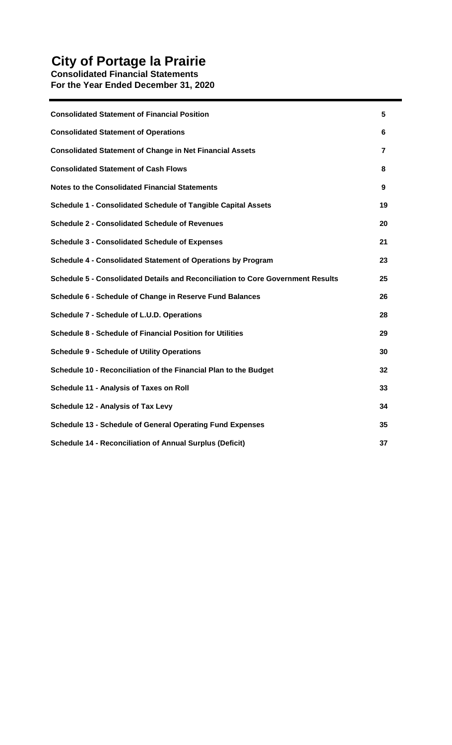# City of Portage la Prairie

**Consolidated Financial Statements**
**For the Year Ended December 31, 2020**

| | |
|---|---|
| **Consolidated Statement of Financial Position** | **5** |
| **Consolidated Statement of Operations** | **6** |
| **Consolidated Statement of Change in Net Financial Assets** | **7** |
| **Consolidated Statement of Cash Flows** | **8** |
| **Notes to the Consolidated Financial Statements** | **9** |
| **Schedule 1 - Consolidated Schedule of Tangible Capital Assets** | **19** |
| **Schedule 2 - Consolidated Schedule of Revenues** | **20** |
| **Schedule 3 - Consolidated Schedule of Expenses** | **21** |
| **Schedule 4 - Consolidated Statement of Operations by Program** | **23** |
| **Schedule 5 - Consolidated Details and Reconciliation to Core Government Results** | **25** |
| **Schedule 6 - Schedule of Change in Reserve Fund Balances** | **26** |
| **Schedule 7 - Schedule of L.U.D. Operations** | **28** |
| **Schedule 8 - Schedule of Financial Position for Utilities** | **29** |
| **Schedule 9 - Schedule of Utility Operations** | **30** |
| **Schedule 10 - Reconciliation of the Financial Plan to the Budget** | **32** |
| **Schedule 11 - Analysis of Taxes on Roll** | **33** |
| **Schedule 12 - Analysis of Tax Levy** | **34** |
| **Schedule 13 - Schedule of General Operating Fund Expenses** | **35** |
| **Schedule 14 - Reconciliation of Annual Surplus (Deficit)** | **37** |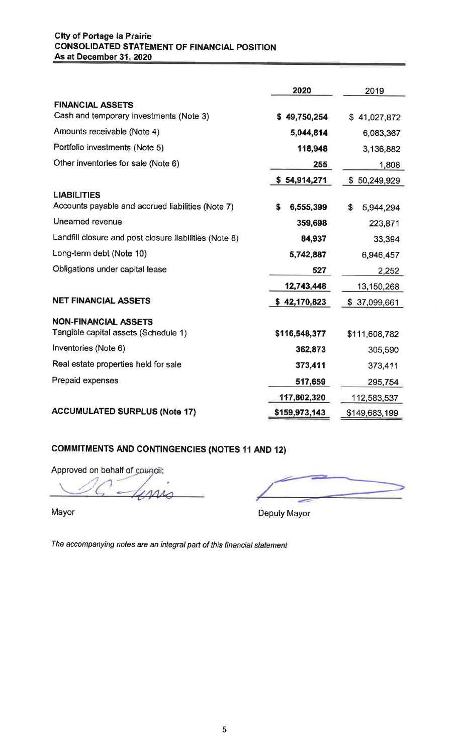**City of Portage la Prairie**
**CONSOLIDATED STATEMENT OF FINANCIAL POSITION**
**As at December 31, 2020**

| | 2020 | 2019 |
|---|---|---|
| **FINANCIAL ASSETS** | | |
| Cash and temporary investments (Note 3) | **$ 49,750,254** | $ 41,027,872 |
| Amounts receivable (Note 4) | **5,044,814** | 6,083,367 |
| Portfolio investments (Note 5) | **118,948** | 3,136,882 |
| Other inventories for sale (Note 6) | **255** | 1,808 |
| | **$ 54,914,271** | $ 50,249,929 |
| **LIABILITIES** | | |
| Accounts payable and accrued liabilities (Note 7) | **$ 6,555,399** | $ 5,944,294 |
| Unearned revenue | **359,698** | 223,871 |
| Landfill closure and post closure liabilities (Note 8) | **84,937** | 33,394 |
| Long-term debt (Note 10) | **5,742,887** | 6,946,457 |
| Obligations under capital lease | **527** | 2,252 |
| | **12,743,448** | 13,150,268 |
| **NET FINANCIAL ASSETS** | **$ 42,170,823** | $ 37,099,661 |
| **NON-FINANCIAL ASSETS** | | |
| Tangible capital assets (Schedule 1) | **$116,548,377** | $111,608,782 |
| Inventories (Note 6) | **362,873** | 305,590 |
| Real estate properties held for sale | **373,411** | 373,411 |
| Prepaid expenses | **517,659** | 295,754 |
| | **117,802,320** | 112,583,537 |
| **ACCUMULATED SURPLUS (Note 17)** | **$159,973,143** | $149,683,199 |

**COMMITMENTS AND CONTINGENCIES (NOTES 11 AND 12)**

Approved on behalf of council:

Mayor

Deputy Mayor

*The accompanying notes are an integral part of this financial statement*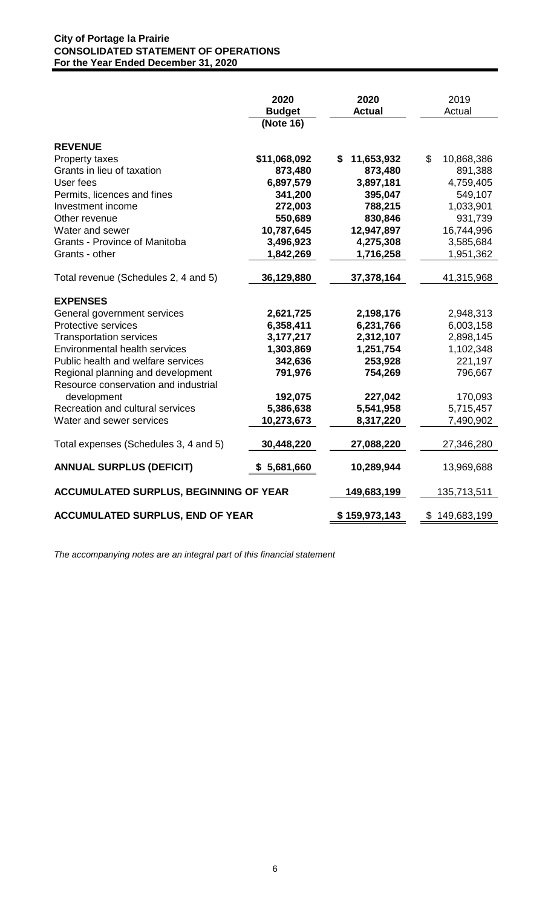**City of Portage la Prairie**
**CONSOLIDATED STATEMENT OF OPERATIONS**
**For the Year Ended December 31, 2020**

| | 2020 Budget (Note 16) | 2020 Actual | 2019 Actual |
|---|---|---|---|
| **REVENUE** | | | |
| Property taxes | $11,068,092 | $ 11,653,932 | $ 10,868,386 |
| Grants in lieu of taxation | 873,480 | 873,480 | 891,388 |
| User fees | 6,897,579 | 3,897,181 | 4,759,405 |
| Permits, licences and fines | 341,200 | 395,047 | 549,107 |
| Investment income | 272,003 | 788,215 | 1,033,901 |
| Other revenue | 550,689 | 830,846 | 931,739 |
| Water and sewer | 10,787,645 | 12,947,897 | 16,744,996 |
| Grants - Province of Manitoba | 3,496,923 | 4,275,308 | 3,585,684 |
| Grants - other | 1,842,269 | 1,716,258 | 1,951,362 |
| Total revenue (Schedules 2, 4 and 5) | 36,129,880 | 37,378,164 | 41,315,968 |
| **EXPENSES** | | | |
| General government services | 2,621,725 | 2,198,176 | 2,948,313 |
| Protective services | 6,358,411 | 6,231,766 | 6,003,158 |
| Transportation services | 3,177,217 | 2,312,107 | 2,898,145 |
| Environmental health services | 1,303,869 | 1,251,754 | 1,102,348 |
| Public health and welfare services | 342,636 | 253,928 | 221,197 |
| Regional planning and development | 791,976 | 754,269 | 796,667 |
| Resource conservation and industrial development | 192,075 | 227,042 | 170,093 |
| Recreation and cultural services | 5,386,638 | 5,541,958 | 5,715,457 |
| Water and sewer services | 10,273,673 | 8,317,220 | 7,490,902 |
| Total expenses (Schedules 3, 4 and 5) | 30,448,220 | 27,088,220 | 27,346,280 |
| **ANNUAL SURPLUS (DEFICIT)** | $ 5,681,660 | 10,289,944 | 13,969,688 |
| **ACCUMULATED SURPLUS, BEGINNING OF YEAR** | | 149,683,199 | 135,713,511 |
| **ACCUMULATED SURPLUS, END OF YEAR** | | $ 159,973,143 | $ 149,683,199 |

*The accompanying notes are an integral part of this financial statement*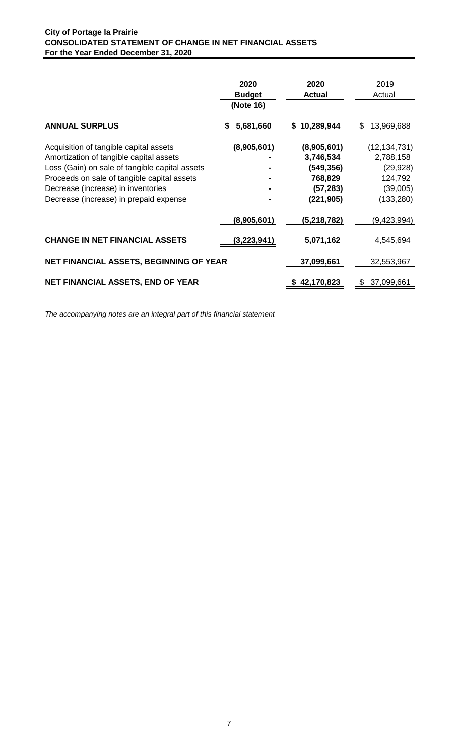**City of Portage la Prairie**
**CONSOLIDATED STATEMENT OF CHANGE IN NET FINANCIAL ASSETS**
**For the Year Ended December 31, 2020**

| | 2020 Budget (Note 16) | 2020 Actual | 2019 Actual |
|---|---|---|---|
| **ANNUAL SURPLUS** | **$ 5,681,660** | **$ 10,289,944** | $ 13,969,688 |
| Acquisition of tangible capital assets | **(8,905,601)** | **(8,905,601)** | (12,134,731) |
| Amortization of tangible capital assets | **-** | **3,746,534** | 2,788,158 |
| Loss (Gain) on sale of tangible capital assets | **-** | **(549,356)** | (29,928) |
| Proceeds on sale of tangible capital assets | **-** | **768,829** | 124,792 |
| Decrease (increase) in inventories | **-** | **(57,283)** | (39,005) |
| Decrease (increase) in prepaid expense | **-** | **(221,905)** | (133,280) |
| | **(8,905,601)** | **(5,218,782)** | (9,423,994) |
| **CHANGE IN NET FINANCIAL ASSETS** | **(3,223,941)** | **5,071,162** | 4,545,694 |
| **NET FINANCIAL ASSETS, BEGINNING OF YEAR** | | **37,099,661** | 32,553,967 |
| **NET FINANCIAL ASSETS, END OF YEAR** | | **$ 42,170,823** | $ 37,099,661 |

*The accompanying notes are an integral part of this financial statement*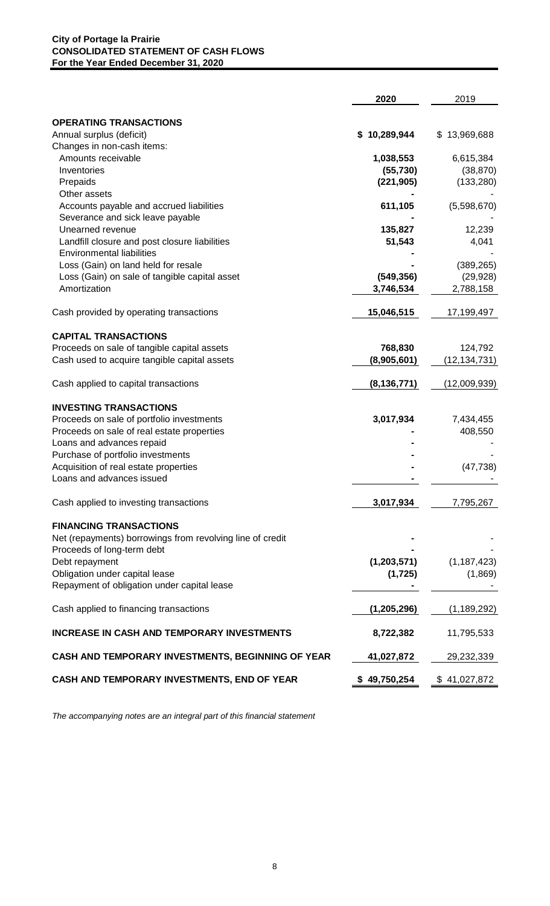**City of Portage la Prairie**
**CONSOLIDATED STATEMENT OF CASH FLOWS**
**For the Year Ended December 31, 2020**

| | 2020 | 2019 |
|---|---|---|
| **OPERATING TRANSACTIONS** | | |
| Annual surplus (deficit) | **$ 10,289,944** | $ 13,969,688 |
| Changes in non-cash items: | | |
| Amounts receivable | **1,038,553** | 6,615,384 |
| Inventories | **(55,730)** | (38,870) |
| Prepaids | **(221,905)** | (133,280) |
| Other assets | **-** | - |
| Accounts payable and accrued liabilities | **611,105** | (5,598,670) |
| Severance and sick leave payable | **-** | - |
| Unearned revenue | **135,827** | 12,239 |
| Landfill closure and post closure liabilities | **51,543** | 4,041 |
| Environmental liabilities | **-** | - |
| Loss (Gain) on land held for resale | **-** | (389,265) |
| Loss (Gain) on sale of tangible capital asset | **(549,356)** | (29,928) |
| Amortization | **3,746,534** | 2,788,158 |
| Cash provided by operating transactions | **15,046,515** | 17,199,497 |
| **CAPITAL TRANSACTIONS** | | |
| Proceeds on sale of tangible capital assets | **768,830** | 124,792 |
| Cash used to acquire tangible capital assets | **(8,905,601)** | (12,134,731) |
| Cash applied to capital transactions | **(8,136,771)** | (12,009,939) |
| **INVESTING TRANSACTIONS** | | |
| Proceeds on sale of portfolio investments | **3,017,934** | 7,434,455 |
| Proceeds on sale of real estate properties | **-** | 408,550 |
| Loans and advances repaid | **-** | - |
| Purchase of portfolio investments | **-** | - |
| Acquisition of real estate properties | **-** | (47,738) |
| Loans and advances issued | **-** | - |
| Cash applied to investing transactions | **3,017,934** | 7,795,267 |
| **FINANCING TRANSACTIONS** | | |
| Net (repayments) borrowings from revolving line of credit | **-** | - |
| Proceeds of long-term debt | **-** | - |
| Debt repayment | **(1,203,571)** | (1,187,423) |
| Obligation under capital lease | **(1,725)** | (1,869) |
| Repayment of obligation under capital lease | **-** | - |
| Cash applied to financing transactions | **(1,205,296)** | (1,189,292) |
| **INCREASE IN CASH AND TEMPORARY INVESTMENTS** | **8,722,382** | 11,795,533 |
| **CASH AND TEMPORARY INVESTMENTS, BEGINNING OF YEAR** | **41,027,872** | 29,232,339 |
| **CASH AND TEMPORARY INVESTMENTS, END OF YEAR** | **$ 49,750,254** | $ 41,027,872 |

*The accompanying notes are an integral part of this financial statement*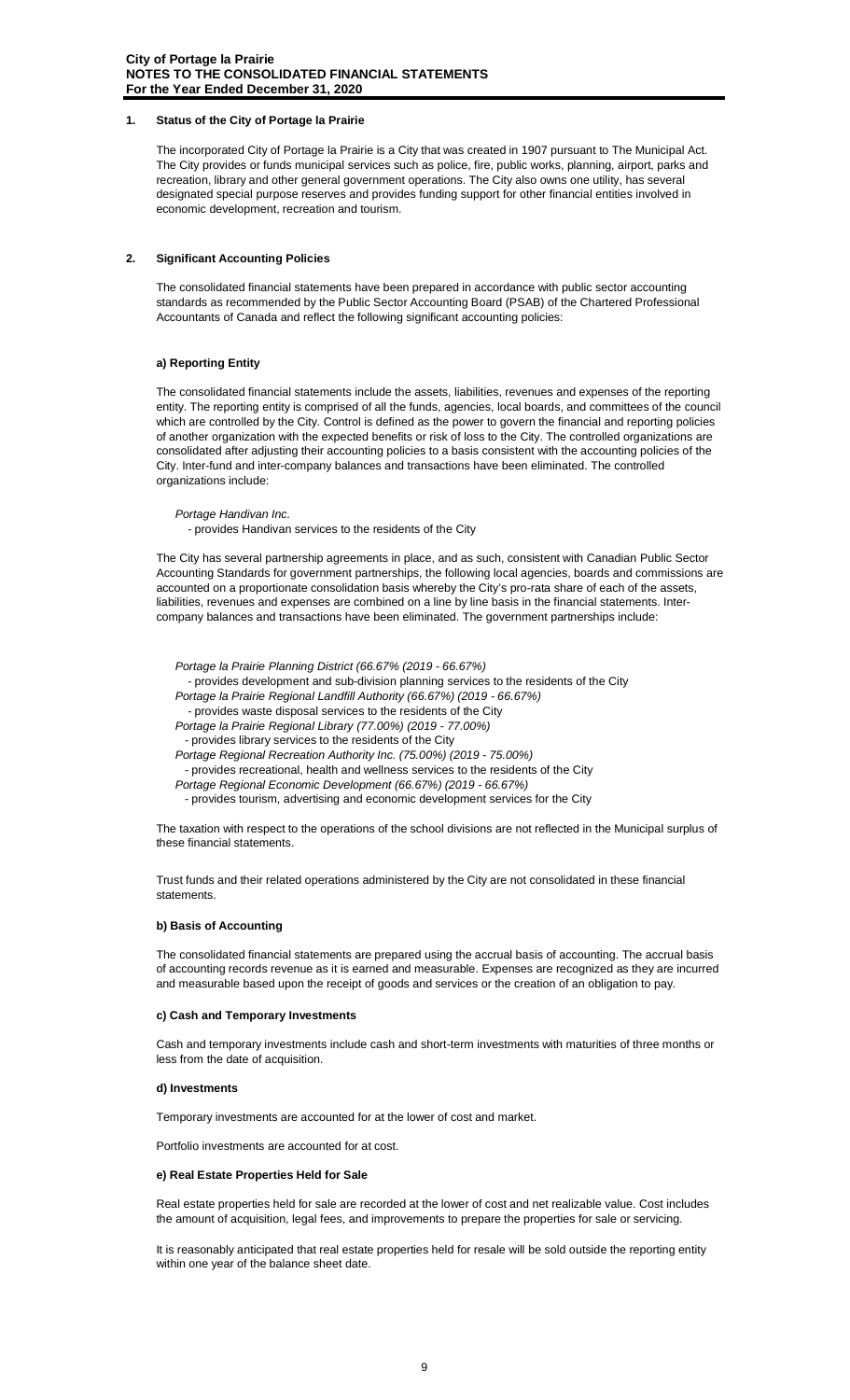**City of Portage la Prairie**
**NOTES TO THE CONSOLIDATED FINANCIAL STATEMENTS**
**For the Year Ended December 31, 2020**

## 1. Status of the City of Portage la Prairie

The incorporated City of Portage la Prairie is a City that was created in 1907 pursuant to The Municipal Act. The City provides or funds municipal services such as police, fire, public works, planning, airport, parks and recreation, library and other general government operations. The City also owns one utility, has several designated special purpose reserves and provides funding support for other financial entities involved in economic development, recreation and tourism.

## 2. Significant Accounting Policies

The consolidated financial statements have been prepared in accordance with public sector accounting standards as recommended by the Public Sector Accounting Board (PSAB) of the Chartered Professional Accountants of Canada and reflect the following significant accounting policies:

### a) Reporting Entity

The consolidated financial statements include the assets, liabilities, revenues and expenses of the reporting entity. The reporting entity is comprised of all the funds, agencies, local boards, and committees of the council which are controlled by the City. Control is defined as the power to govern the financial and reporting policies of another organization with the expected benefits or risk of loss to the City. The controlled organizations are consolidated after adjusting their accounting policies to a basis consistent with the accounting policies of the City. Inter-fund and inter-company balances and transactions have been eliminated. The controlled organizations include:

*Portage Handivan Inc.*
- provides Handivan services to the residents of the City

The City has several partnership agreements in place, and as such, consistent with Canadian Public Sector Accounting Standards for government partnerships, the following local agencies, boards and commissions are accounted on a proportionate consolidation basis whereby the City's pro-rata share of each of the assets, liabilities, revenues and expenses are combined on a line by line basis in the financial statements. Inter-company balances and transactions have been eliminated. The government partnerships include:

*Portage la Prairie Planning District (66.67% (2019 - 66.67%)*
- provides development and sub-division planning services to the residents of the City

*Portage la Prairie Regional Landfill Authority (66.67%) (2019 - 66.67%)*
- provides waste disposal services to the residents of the City

*Portage la Prairie Regional Library (77.00%) (2019 - 77.00%)*
- provides library services to the residents of the City

*Portage Regional Recreation Authority Inc. (75.00%) (2019 - 75.00%)*
- provides recreational, health and wellness services to the residents of the City

*Portage Regional Economic Development (66.67%) (2019 - 66.67%)*
- provides tourism, advertising and economic development services for the City

The taxation with respect to the operations of the school divisions are not reflected in the Municipal surplus of these financial statements.

Trust funds and their related operations administered by the City are not consolidated in these financial statements.

### b) Basis of Accounting

The consolidated financial statements are prepared using the accrual basis of accounting. The accrual basis of accounting records revenue as it is earned and measurable. Expenses are recognized as they are incurred and measurable based upon the receipt of goods and services or the creation of an obligation to pay.

### c) Cash and Temporary Investments

Cash and temporary investments include cash and short-term investments with maturities of three months or less from the date of acquisition.

### d) Investments

Temporary investments are accounted for at the lower of cost and market.

Portfolio investments are accounted for at cost.

### e) Real Estate Properties Held for Sale

Real estate properties held for sale are recorded at the lower of cost and net realizable value. Cost includes the amount of acquisition, legal fees, and improvements to prepare the properties for sale or servicing.

It is reasonably anticipated that real estate properties held for resale will be sold outside the reporting entity within one year of the balance sheet date.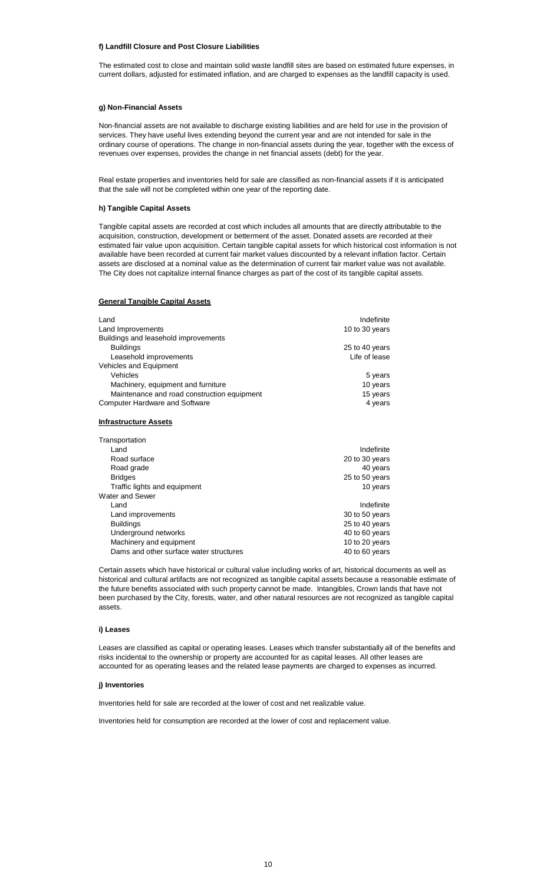**f) Landfill Closure and Post Closure Liabilities**

The estimated cost to close and maintain solid waste landfill sites are based on estimated future expenses, in current dollars, adjusted for estimated inflation, and are charged to expenses as the landfill capacity is used.

**g) Non-Financial Assets**

Non-financial assets are not available to discharge existing liabilities and are held for use in the provision of services. They have useful lives extending beyond the current year and are not intended for sale in the ordinary course of operations. The change in non-financial assets during the year, together with the excess of revenues over expenses, provides the change in net financial assets (debt) for the year.

Real estate properties and inventories held for sale are classified as non-financial assets if it is anticipated that the sale will not be completed within one year of the reporting date.

**h) Tangible Capital Assets**

Tangible capital assets are recorded at cost which includes all amounts that are directly attributable to the acquisition, construction, development or betterment of the asset. Donated assets are recorded at their estimated fair value upon acquisition. Certain tangible capital assets for which historical cost information is not available have been recorded at current fair market values discounted by a relevant inflation factor. Certain assets are disclosed at a nominal value as the determination of current fair market value was not available. The City does not capitalize internal finance charges as part of the cost of its tangible capital assets.

**General Tangible Capital Assets**

| | |
|---|---|
| Land | Indefinite |
| Land Improvements | 10 to 30 years |
| Buildings and leasehold improvements | |
| Buildings | 25 to 40 years |
| Leasehold improvements | Life of lease |
| Vehicles and Equipment | |
| Vehicles | 5 years |
| Machinery, equipment and furniture | 10 years |
| Maintenance and road construction equipment | 15 years |
| Computer Hardware and Software | 4 years |

**Infrastructure Assets**

| | |
|---|---|
| Transportation | |
| Land | Indefinite |
| Road surface | 20 to 30 years |
| Road grade | 40 years |
| Bridges | 25 to 50 years |
| Traffic lights and equipment | 10 years |
| Water and Sewer | |
| Land | Indefinite |
| Land improvements | 30 to 50 years |
| Buildings | 25 to 40 years |
| Underground networks | 40 to 60 years |
| Machinery and equipment | 10 to 20 years |
| Dams and other surface water structures | 40 to 60 years |

Certain assets which have historical or cultural value including works of art, historical documents as well as historical and cultural artifacts are not recognized as tangible capital assets because a reasonable estimate of the future benefits associated with such property cannot be made. Intangibles, Crown lands that have not been purchased by the City, forests, water, and other natural resources are not recognized as tangible capital assets.

**i) Leases**

Leases are classified as capital or operating leases. Leases which transfer substantially all of the benefits and risks incidental to the ownership or property are accounted for as capital leases. All other leases are accounted for as operating leases and the related lease payments are charged to expenses as incurred.

**j) Inventories**

Inventories held for sale are recorded at the lower of cost and net realizable value.

Inventories held for consumption are recorded at the lower of cost and replacement value.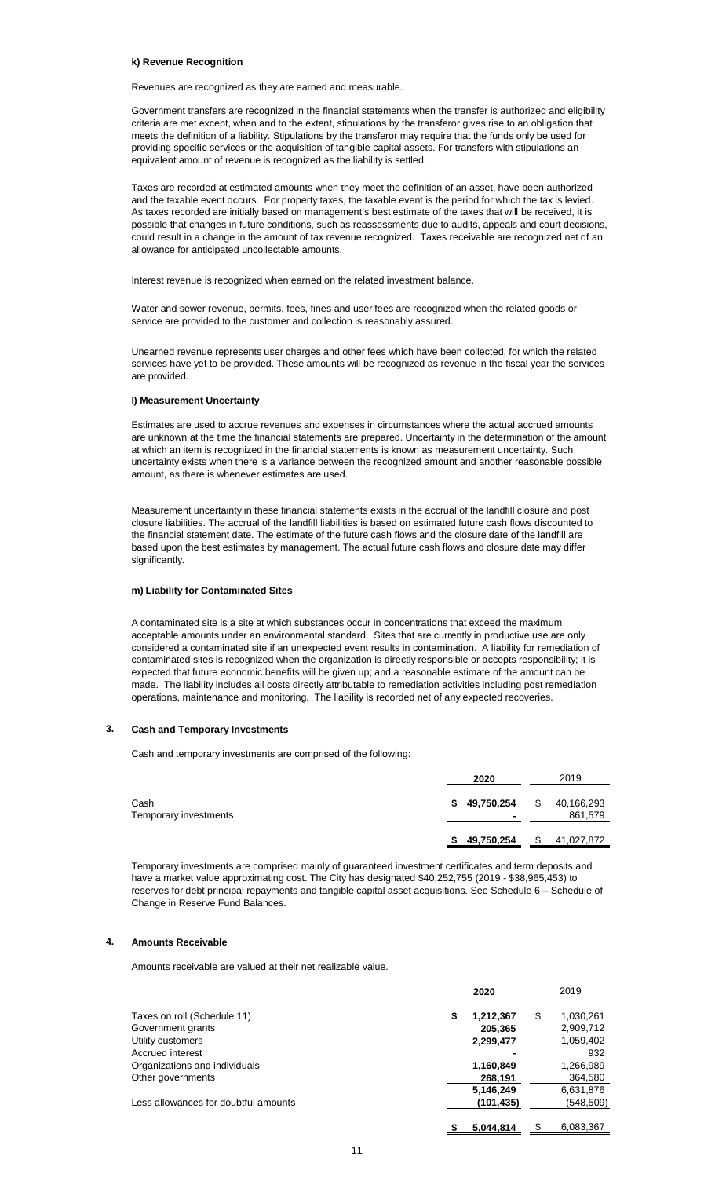#### k) Revenue Recognition

Revenues are recognized as they are earned and measurable.

Government transfers are recognized in the financial statements when the transfer is authorized and eligibility criteria are met except, when and to the extent, stipulations by the transferor gives rise to an obligation that meets the definition of a liability. Stipulations by the transferor may require that the funds only be used for providing specific services or the acquisition of tangible capital assets. For transfers with stipulations an equivalent amount of revenue is recognized as the liability is settled.

Taxes are recorded at estimated amounts when they meet the definition of an asset, have been authorized and the taxable event occurs. For property taxes, the taxable event is the period for which the tax is levied. As taxes recorded are initially based on management's best estimate of the taxes that will be received, it is possible that changes in future conditions, such as reassessments due to audits, appeals and court decisions, could result in a change in the amount of tax revenue recognized. Taxes receivable are recognized net of an allowance for anticipated uncollectable amounts.

Interest revenue is recognized when earned on the related investment balance.

Water and sewer revenue, permits, fees, fines and user fees are recognized when the related goods or service are provided to the customer and collection is reasonably assured.

Unearned revenue represents user charges and other fees which have been collected, for which the related services have yet to be provided. These amounts will be recognized as revenue in the fiscal year the services are provided.

#### l) Measurement Uncertainty

Estimates are used to accrue revenues and expenses in circumstances where the actual accrued amounts are unknown at the time the financial statements are prepared. Uncertainty in the determination of the amount at which an item is recognized in the financial statements is known as measurement uncertainty. Such uncertainty exists when there is a variance between the recognized amount and another reasonable possible amount, as there is whenever estimates are used.

Measurement uncertainty in these financial statements exists in the accrual of the landfill closure and post closure liabilities. The accrual of the landfill liabilities is based on estimated future cash flows discounted to the financial statement date. The estimate of the future cash flows and the closure date of the landfill are based upon the best estimates by management. The actual future cash flows and closure date may differ significantly.

#### m) Liability for Contaminated Sites

A contaminated site is a site at which substances occur in concentrations that exceed the maximum acceptable amounts under an environmental standard. Sites that are currently in productive use are only considered a contaminated site if an unexpected event results in contamination. A liability for remediation of contaminated sites is recognized when the organization is directly responsible or accepts responsibility; it is expected that future economic benefits will be given up; and a reasonable estimate of the amount can be made. The liability includes all costs directly attributable to remediation activities including post remediation operations, maintenance and monitoring. The liability is recorded net of any expected recoveries.

## 3. Cash and Temporary Investments

Cash and temporary investments are comprised of the following:

| | **2020** | 2019 |
|---|---|---|
| Cash | **$ 49,750,254** | $ 40,166,293 |
| Temporary investments | **-** | 861,579 |
| | **$ 49,750,254** | $ 41,027,872 |

Temporary investments are comprised mainly of guaranteed investment certificates and term deposits and have a market value approximating cost. The City has designated $40,252,755 (2019 - $38,965,453) to reserves for debt principal repayments and tangible capital asset acquisitions. See Schedule 6 – Schedule of Change in Reserve Fund Balances.

## 4. Amounts Receivable

Amounts receivable are valued at their net realizable value.

| | **2020** | 2019 |
|---|---|---|
| Taxes on roll (Schedule 11) | **$ 1,212,367** | $ 1,030,261 |
| Government grants | **205,365** | 2,909,712 |
| Utility customers | **2,299,477** | 1,059,402 |
| Accrued interest | **-** | 932 |
| Organizations and individuals | **1,160,849** | 1,266,989 |
| Other governments | **268,191** | 364,580 |
| | **5,146,249** | 6,631,876 |
| Less allowances for doubtful amounts | **(101,435)** | (548,509) |
| | **$ 5,044,814** | $ 6,083,367 |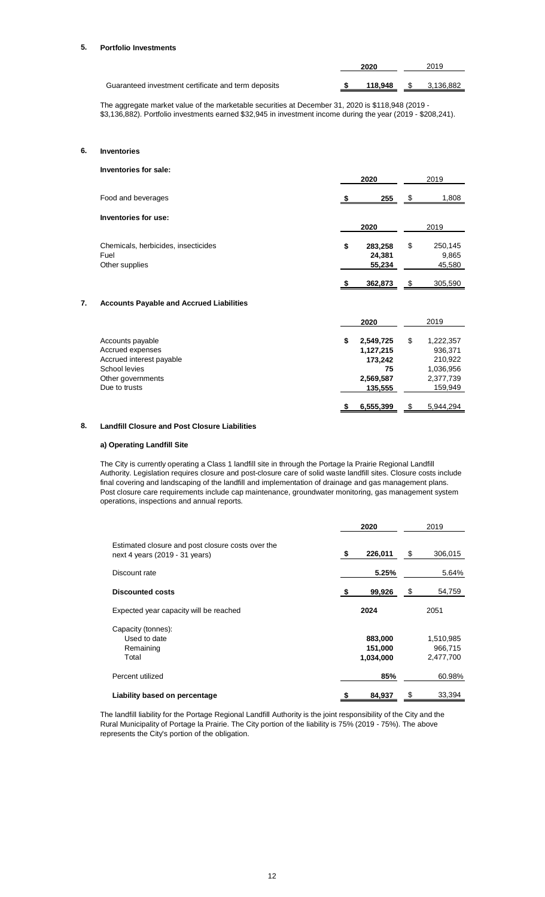## 5. Portfolio Investments

| | 2020 | 2019 |
|---|---|---|
| Guaranteed investment certificate and term deposits | **$ 118,948** | $ 3,136,882 |

The aggregate market value of the marketable securities at December 31, 2020 is $118,948 (2019 - $3,136,882). Portfolio investments earned $32,945 in investment income during the year (2019 - $208,241).

## 6. Inventories

**Inventories for sale:**

| | 2020 | 2019 |
|---|---|---|
| Food and beverages | **$ 255** | $ 1,808 |

**Inventories for use:**

| | 2020 | 2019 |
|---|---|---|
| Chemicals, herbicides, insecticides | **$ 283,258** | $ 250,145 |
| Fuel | **24,381** | 9,865 |
| Other supplies | **55,234** | 45,580 |
| | **$ 362,873** | $ 305,590 |

## 7. Accounts Payable and Accrued Liabilities

| | 2020 | 2019 |
|---|---|---|
| Accounts payable | **$ 2,549,725** | $ 1,222,357 |
| Accrued expenses | **1,127,215** | 936,371 |
| Accrued interest payable | **173,242** | 210,922 |
| School levies | **75** | 1,036,956 |
| Other governments | **2,569,587** | 2,377,739 |
| Due to trusts | **135,555** | 159,949 |
| | **$ 6,555,399** | $ 5,944,294 |

## 8. Landfill Closure and Post Closure Liabilities

### a) Operating Landfill Site

The City is currently operating a Class 1 landfill site in through the Portage la Prairie Regional Landfill Authority. Legislation requires closure and post-closure care of solid waste landfill sites. Closure costs include final covering and landscaping of the landfill and implementation of drainage and gas management plans. Post closure care requirements include cap maintenance, groundwater monitoring, gas management system operations, inspections and annual reports.

| | 2020 | 2019 |
|---|---|---|
| Estimated closure and post closure costs over the next 4 years (2019 - 31 years) | **$ 226,011** | $ 306,015 |
| Discount rate | **5.25%** | 5.64% |
| **Discounted costs** | **$ 99,926** | $ 54,759 |
| Expected year capacity will be reached | **2024** | 2051 |
| Capacity (tonnes): | | |
| Used to date | **883,000** | 1,510,985 |
| Remaining | **151,000** | 966,715 |
| Total | **1,034,000** | 2,477,700 |
| Percent utilized | **85%** | 60.98% |
| **Liability based on percentage** | **$ 84,937** | $ 33,394 |

The landfill liability for the Portage Regional Landfill Authority is the joint responsibility of the City and the Rural Municipality of Portage la Prairie. The City portion of the liability is 75% (2019 - 75%). The above represents the City's portion of the obligation.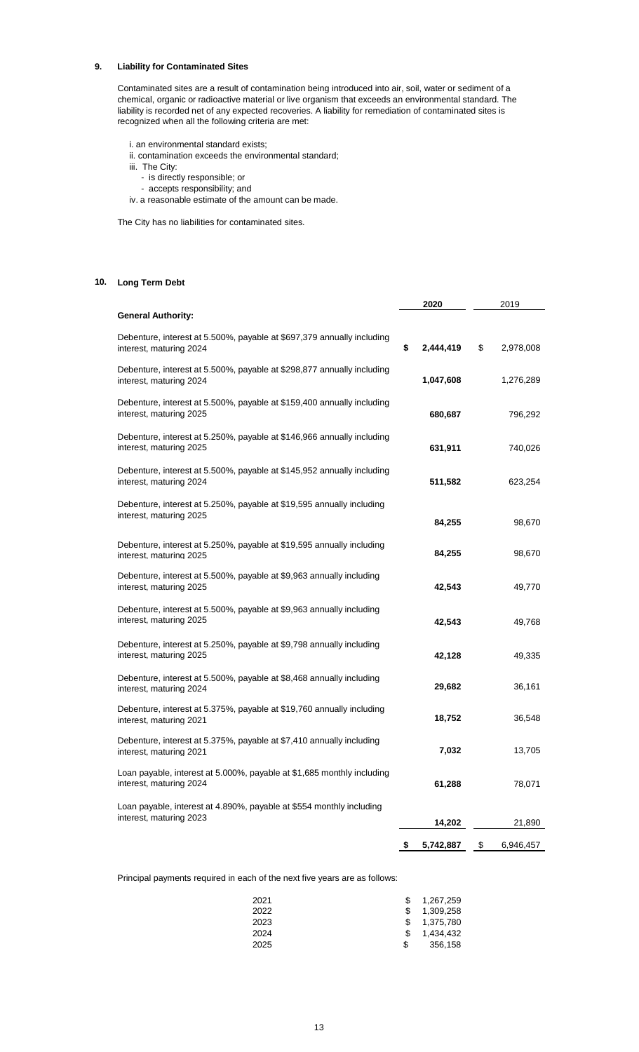## 9. Liability for Contaminated Sites

Contaminated sites are a result of contamination being introduced into air, soil, water or sediment of a chemical, organic or radioactive material or live organism that exceeds an environmental standard. The liability is recorded net of any expected recoveries. A liability for remediation of contaminated sites is recognized when all the following criteria are met:

i. an environmental standard exists;
ii. contamination exceeds the environmental standard;
iii. The City:
- is directly responsible; or
- accepts responsibility; and

iv. a reasonable estimate of the amount can be made.

The City has no liabilities for contaminated sites.

## 10. Long Term Debt

| | 2020 | 2019 |
|---|---|---|
| **General Authority:** | | |
| Debenture, interest at 5.500%, payable at $697,379 annually including interest, maturing 2024 | **$ 2,444,419** | $ 2,978,008 |
| Debenture, interest at 5.500%, payable at $298,877 annually including interest, maturing 2024 | **1,047,608** | 1,276,289 |
| Debenture, interest at 5.500%, payable at $159,400 annually including interest, maturing 2025 | **680,687** | 796,292 |
| Debenture, interest at 5.250%, payable at $146,966 annually including interest, maturing 2025 | **631,911** | 740,026 |
| Debenture, interest at 5.500%, payable at $145,952 annually including interest, maturing 2024 | **511,582** | 623,254 |
| Debenture, interest at 5.250%, payable at $19,595 annually including interest, maturing 2025 | **84,255** | 98,670 |
| Debenture, interest at 5.250%, payable at $19,595 annually including interest, maturing 2025 | **84,255** | 98,670 |
| Debenture, interest at 5.500%, payable at $9,963 annually including interest, maturing 2025 | **42,543** | 49,770 |
| Debenture, interest at 5.500%, payable at $9,963 annually including interest, maturing 2025 | **42,543** | 49,768 |
| Debenture, interest at 5.250%, payable at $9,798 annually including interest, maturing 2025 | **42,128** | 49,335 |
| Debenture, interest at 5.500%, payable at $8,468 annually including interest, maturing 2024 | **29,682** | 36,161 |
| Debenture, interest at 5.375%, payable at $19,760 annually including interest, maturing 2021 | **18,752** | 36,548 |
| Debenture, interest at 5.375%, payable at $7,410 annually including interest, maturing 2021 | **7,032** | 13,705 |
| Loan payable, interest at 5.000%, payable at $1,685 monthly including interest, maturing 2024 | **61,288** | 78,071 |
| Loan payable, interest at 4.890%, payable at $554 monthly including interest, maturing 2023 | **14,202** | 21,890 |
| | **$ 5,742,887** | $ 6,946,457 |

Principal payments required in each of the next five years are as follows:

| | |
|---|---|
| 2021 | $ 1,267,259 |
| 2022 | $ 1,309,258 |
| 2023 | $ 1,375,780 |
| 2024 | $ 1,434,432 |
| 2025 | $ 356,158 |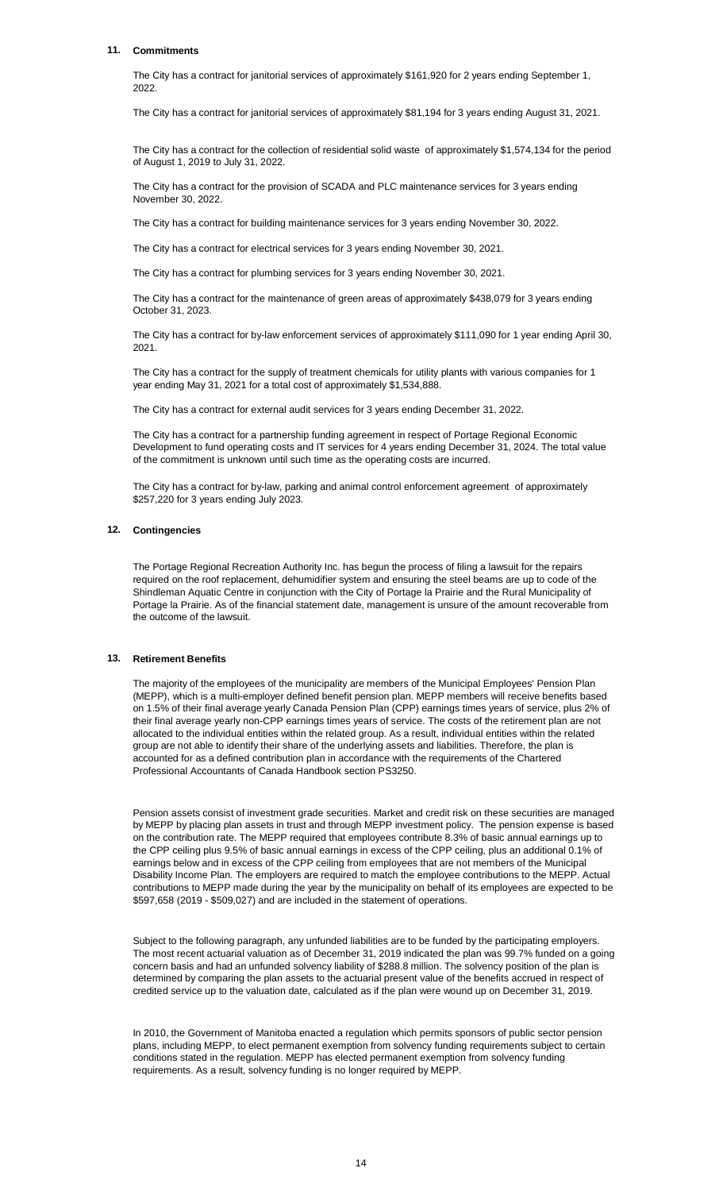## 11. Commitments

The City has a contract for janitorial services of approximately $161,920 for 2 years ending September 1, 2022.

The City has a contract for janitorial services of approximately $81,194 for 3 years ending August 31, 2021.

The City has a contract for the collection of residential solid waste of approximately $1,574,134 for the period of August 1, 2019 to July 31, 2022.

The City has a contract for the provision of SCADA and PLC maintenance services for 3 years ending November 30, 2022.

The City has a contract for building maintenance services for 3 years ending November 30, 2022.

The City has a contract for electrical services for 3 years ending November 30, 2021.

The City has a contract for plumbing services for 3 years ending November 30, 2021.

The City has a contract for the maintenance of green areas of approximately $438,079 for 3 years ending October 31, 2023.

The City has a contract for by-law enforcement services of approximately $111,090 for 1 year ending April 30, 2021.

The City has a contract for the supply of treatment chemicals for utility plants with various companies for 1 year ending May 31, 2021 for a total cost of approximately $1,534,888.

The City has a contract for external audit services for 3 years ending December 31, 2022.

The City has a contract for a partnership funding agreement in respect of Portage Regional Economic Development to fund operating costs and IT services for 4 years ending December 31, 2024. The total value of the commitment is unknown until such time as the operating costs are incurred.

The City has a contract for by-law, parking and animal control enforcement agreement of approximately $257,220 for 3 years ending July 2023.

## 12. Contingencies

The Portage Regional Recreation Authority Inc. has begun the process of filing a lawsuit for the repairs required on the roof replacement, dehumidifier system and ensuring the steel beams are up to code of the Shindleman Aquatic Centre in conjunction with the City of Portage la Prairie and the Rural Municipality of Portage la Prairie. As of the financial statement date, management is unsure of the amount recoverable from the outcome of the lawsuit.

## 13. Retirement Benefits

The majority of the employees of the municipality are members of the Municipal Employees' Pension Plan (MEPP), which is a multi-employer defined benefit pension plan. MEPP members will receive benefits based on 1.5% of their final average yearly Canada Pension Plan (CPP) earnings times years of service, plus 2% of their final average yearly non-CPP earnings times years of service. The costs of the retirement plan are not allocated to the individual entities within the related group. As a result, individual entities within the related group are not able to identify their share of the underlying assets and liabilities. Therefore, the plan is accounted for as a defined contribution plan in accordance with the requirements of the Chartered Professional Accountants of Canada Handbook section PS3250.

Pension assets consist of investment grade securities. Market and credit risk on these securities are managed by MEPP by placing plan assets in trust and through MEPP investment policy. The pension expense is based on the contribution rate. The MEPP required that employees contribute 8.3% of basic annual earnings up to the CPP ceiling plus 9.5% of basic annual earnings in excess of the CPP ceiling, plus an additional 0.1% of earnings below and in excess of the CPP ceiling from employees that are not members of the Municipal Disability Income Plan. The employers are required to match the employee contributions to the MEPP. Actual contributions to MEPP made during the year by the municipality on behalf of its employees are expected to be $597,658 (2019 - $509,027) and are included in the statement of operations.

Subject to the following paragraph, any unfunded liabilities are to be funded by the participating employers. The most recent actuarial valuation as of December 31, 2019 indicated the plan was 99.7% funded on a going concern basis and had an unfunded solvency liability of $288.8 million. The solvency position of the plan is determined by comparing the plan assets to the actuarial present value of the benefits accrued in respect of credited service up to the valuation date, calculated as if the plan were wound up on December 31, 2019.

In 2010, the Government of Manitoba enacted a regulation which permits sponsors of public sector pension plans, including MEPP, to elect permanent exemption from solvency funding requirements subject to certain conditions stated in the regulation. MEPP has elected permanent exemption from solvency funding requirements. As a result, solvency funding is no longer required by MEPP.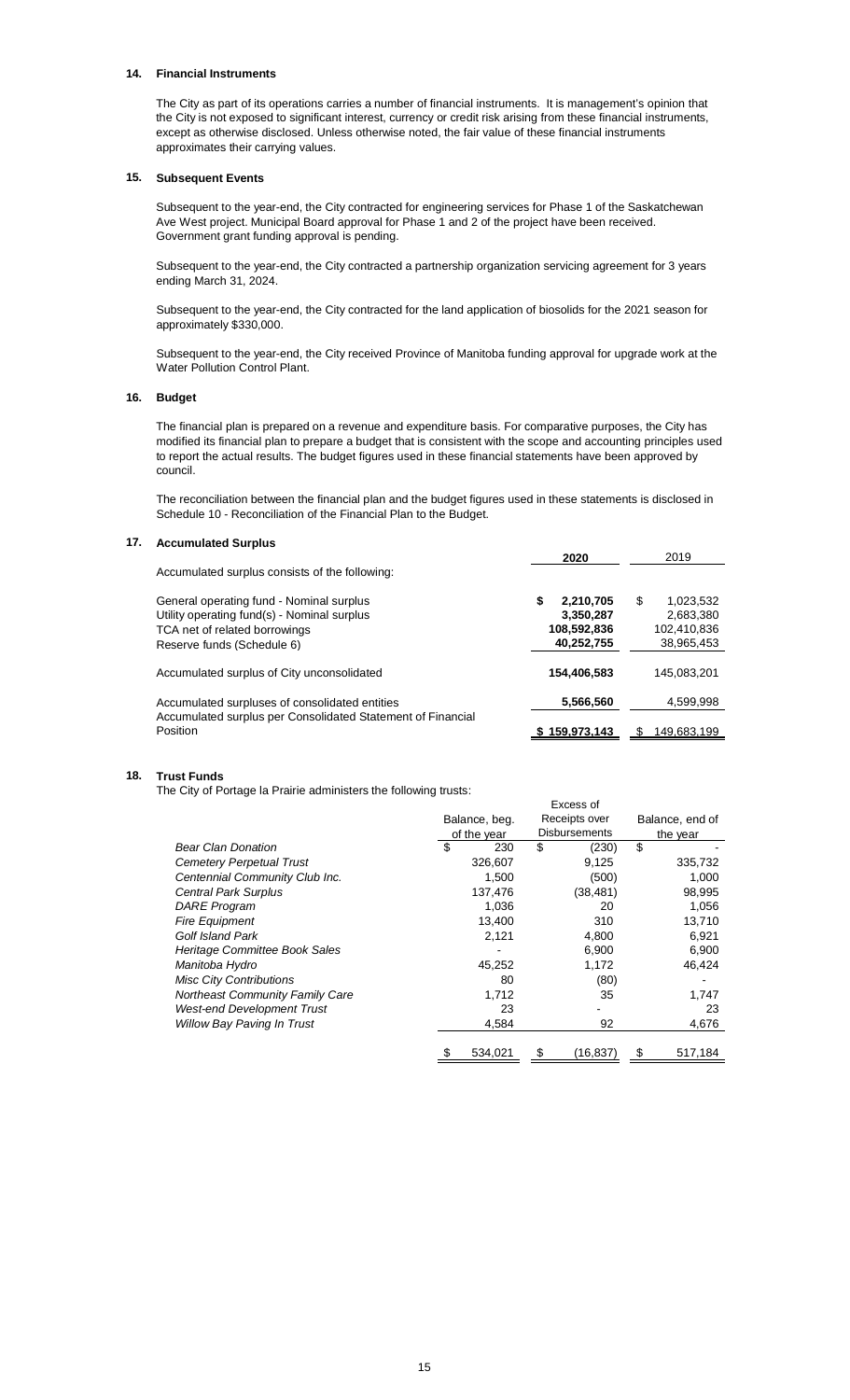## 14. Financial Instruments

The City as part of its operations carries a number of financial instruments. It is management's opinion that the City is not exposed to significant interest, currency or credit risk arising from these financial instruments, except as otherwise disclosed. Unless otherwise noted, the fair value of these financial instruments approximates their carrying values.

## 15. Subsequent Events

Subsequent to the year-end, the City contracted for engineering services for Phase 1 of the Saskatchewan Ave West project. Municipal Board approval for Phase 1 and 2 of the project have been received. Government grant funding approval is pending.

Subsequent to the year-end, the City contracted a partnership organization servicing agreement for 3 years ending March 31, 2024.

Subsequent to the year-end, the City contracted for the land application of biosolids for the 2021 season for approximately $330,000.

Subsequent to the year-end, the City received Province of Manitoba funding approval for upgrade work at the Water Pollution Control Plant.

## 16. Budget

The financial plan is prepared on a revenue and expenditure basis. For comparative purposes, the City has modified its financial plan to prepare a budget that is consistent with the scope and accounting principles used to report the actual results. The budget figures used in these financial statements have been approved by council.

The reconciliation between the financial plan and the budget figures used in these statements is disclosed in Schedule 10 - Reconciliation of the Financial Plan to the Budget.

## 17. Accumulated Surplus

| | **2020** | 2019 |
|---|---|---|
| Accumulated surplus consists of the following: | | |
| General operating fund - Nominal surplus | **$ 2,210,705** | $ 1,023,532 |
| Utility operating fund(s) - Nominal surplus | **3,350,287** | 2,683,380 |
| TCA net of related borrowings | **108,592,836** | 102,410,836 |
| Reserve funds (Schedule 6) | **40,252,755** | 38,965,453 |
| Accumulated surplus of City unconsolidated | **154,406,583** | 145,083,201 |
| Accumulated surpluses of consolidated entities | **5,566,560** | 4,599,998 |
| Accumulated surplus per Consolidated Statement of Financial Position | **$ 159,973,143** | $ 149,683,199 |

## 18. Trust Funds

The City of Portage la Prairie administers the following trusts:

| | Balance, beg. of the year | Excess of Receipts over Disbursements | Balance, end of the year |
|---|---|---|---|
| *Bear Clan Donation* | $ 230 | $ (230) | $ - |
| *Cemetery Perpetual Trust* | 326,607 | 9,125 | 335,732 |
| *Centennial Community Club Inc.* | 1,500 | (500) | 1,000 |
| *Central Park Surplus* | 137,476 | (38,481) | 98,995 |
| *DARE Program* | 1,036 | 20 | 1,056 |
| *Fire Equipment* | 13,400 | 310 | 13,710 |
| *Golf Island Park* | 2,121 | 4,800 | 6,921 |
| *Heritage Committee Book Sales* | - | 6,900 | 6,900 |
| *Manitoba Hydro* | 45,252 | 1,172 | 46,424 |
| *Misc City Contributions* | 80 | (80) | - |
| *Northeast Community Family Care* | 1,712 | 35 | 1,747 |
| *West-end Development Trust* | 23 | - | 23 |
| *Willow Bay Paving In Trust* | 4,584 | 92 | 4,676 |
| | $ 534,021 | $ (16,837) | $ 517,184 |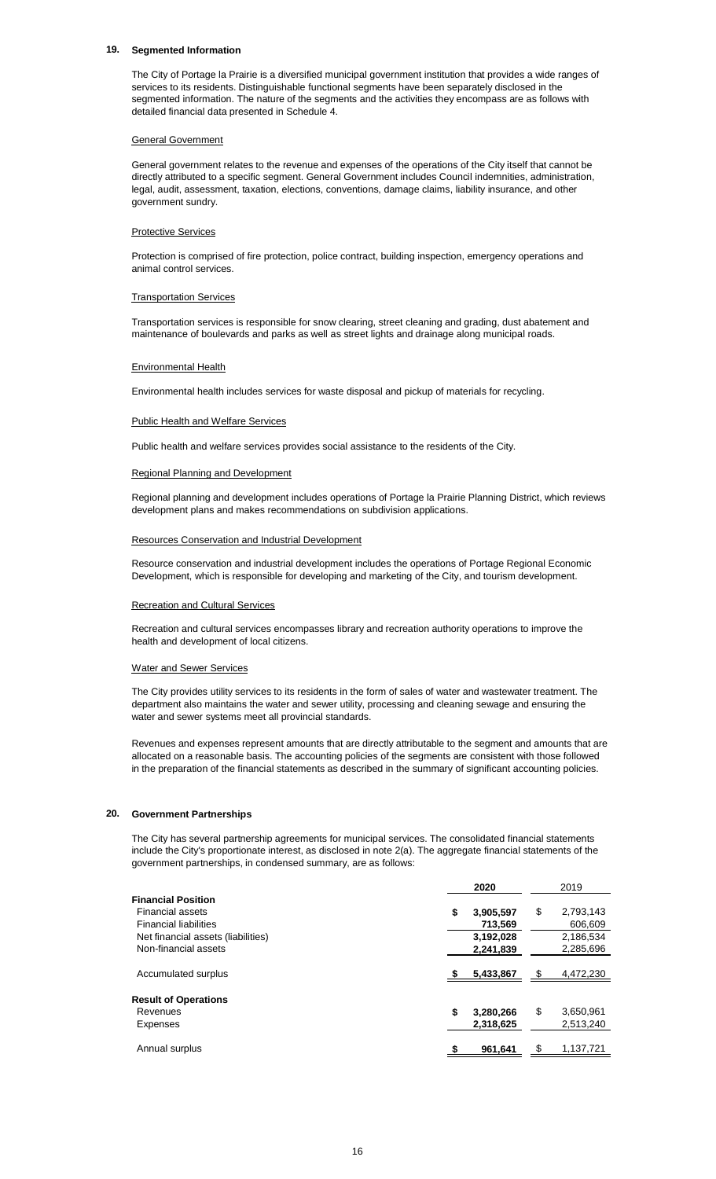## 19. Segmented Information

The City of Portage la Prairie is a diversified municipal government institution that provides a wide ranges of services to its residents. Distinguishable functional segments have been separately disclosed in the segmented information. The nature of the segments and the activities they encompass are as follows with detailed financial data presented in Schedule 4.

### General Government

General government relates to the revenue and expenses of the operations of the City itself that cannot be directly attributed to a specific segment. General Government includes Council indemnities, administration, legal, audit, assessment, taxation, elections, conventions, damage claims, liability insurance, and other government sundry.

### Protective Services

Protection is comprised of fire protection, police contract, building inspection, emergency operations and animal control services.

### Transportation Services

Transportation services is responsible for snow clearing, street cleaning and grading, dust abatement and maintenance of boulevards and parks as well as street lights and drainage along municipal roads.

### Environmental Health

Environmental health includes services for waste disposal and pickup of materials for recycling.

### Public Health and Welfare Services

Public health and welfare services provides social assistance to the residents of the City.

### Regional Planning and Development

Regional planning and development includes operations of Portage la Prairie Planning District, which reviews development plans and makes recommendations on subdivision applications.

### Resources Conservation and Industrial Development

Resource conservation and industrial development includes the operations of Portage Regional Economic Development, which is responsible for developing and marketing of the City, and tourism development.

### Recreation and Cultural Services

Recreation and cultural services encompasses library and recreation authority operations to improve the health and development of local citizens.

### Water and Sewer Services

The City provides utility services to its residents in the form of sales of water and wastewater treatment. The department also maintains the water and sewer utility, processing and cleaning sewage and ensuring the water and sewer systems meet all provincial standards.

Revenues and expenses represent amounts that are directly attributable to the segment and amounts that are allocated on a reasonable basis. The accounting policies of the segments are consistent with those followed in the preparation of the financial statements as described in the summary of significant accounting policies.

## 20. Government Partnerships

The City has several partnership agreements for municipal services. The consolidated financial statements include the City's proportionate interest, as disclosed in note 2(a). The aggregate financial statements of the government partnerships, in condensed summary, are as follows:

| | **2020** | 2019 |
|---|---|---|
| **Financial Position** | | |
| Financial assets | **$ 3,905,597** | $ 2,793,143 |
| Financial liabilities | **713,569** | 606,609 |
| Net financial assets (liabilities) | **3,192,028** | 2,186,534 |
| Non-financial assets | **2,241,839** | 2,285,696 |
| Accumulated surplus | **$ 5,433,867** | $ 4,472,230 |
| **Result of Operations** | | |
| Revenues | **$ 3,280,266** | $ 3,650,961 |
| Expenses | **2,318,625** | 2,513,240 |
| Annual surplus | **$ 961,641** | $ 1,137,721 |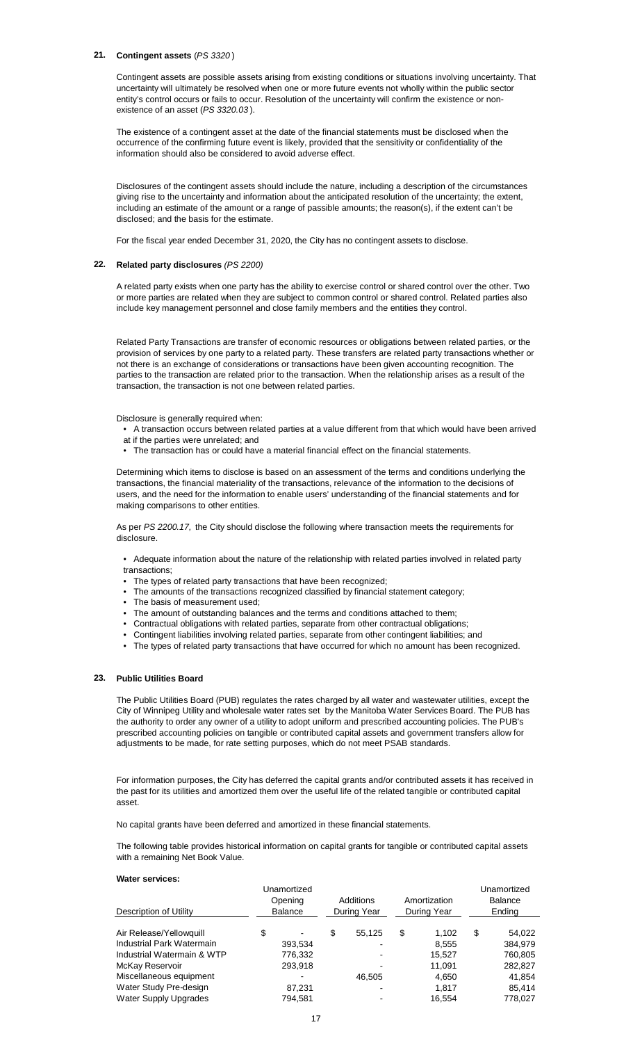## 21. Contingent assets (*PS 3320* )

Contingent assets are possible assets arising from existing conditions or situations involving uncertainty. That uncertainty will ultimately be resolved when one or more future events not wholly within the public sector entity's control occurs or fails to occur. Resolution of the uncertainty will confirm the existence or non-existence of an asset (*PS 3320.03* ).

The existence of a contingent asset at the date of the financial statements must be disclosed when the occurrence of the confirming future event is likely, provided that the sensitivity or confidentiality of the information should also be considered to avoid adverse effect.

Disclosures of the contingent assets should include the nature, including a description of the circumstances giving rise to the uncertainty and information about the anticipated resolution of the uncertainty; the extent, including an estimate of the amount or a range of passible amounts; the reason(s), if the extent can't be disclosed; and the basis for the estimate.

For the fiscal year ended December 31, 2020, the City has no contingent assets to disclose.

## 22. Related party disclosures *(PS 2200)*

A related party exists when one party has the ability to exercise control or shared control over the other. Two or more parties are related when they are subject to common control or shared control. Related parties also include key management personnel and close family members and the entities they control.

Related Party Transactions are transfer of economic resources or obligations between related parties, or the provision of services by one party to a related party. These transfers are related party transactions whether or not there is an exchange of considerations or transactions have been given accounting recognition. The parties to the transaction are related prior to the transaction. When the relationship arises as a result of the transaction, the transaction is not one between related parties.

Disclosure is generally required when:

- A transaction occurs between related parties at a value different from that which would have been arrived at if the parties were unrelated; and
- The transaction has or could have a material financial effect on the financial statements.

Determining which items to disclose is based on an assessment of the terms and conditions underlying the transactions, the financial materiality of the transactions, relevance of the information to the decisions of users, and the need for the information to enable users' understanding of the financial statements and for making comparisons to other entities.

As per *PS 2200.17,* the City should disclose the following where transaction meets the requirements for disclosure.

- Adequate information about the nature of the relationship with related parties involved in related party transactions;
- The types of related party transactions that have been recognized;
- The amounts of the transactions recognized classified by financial statement category;
- The basis of measurement used;
- The amount of outstanding balances and the terms and conditions attached to them;
- Contractual obligations with related parties, separate from other contractual obligations;
- Contingent liabilities involving related parties, separate from other contingent liabilities; and
- The types of related party transactions that have occurred for which no amount has been recognized.

## 23. Public Utilities Board

The Public Utilities Board (PUB) regulates the rates charged by all water and wastewater utilities, except the City of Winnipeg Utility and wholesale water rates set by the Manitoba Water Services Board. The PUB has the authority to order any owner of a utility to adopt uniform and prescribed accounting policies. The PUB's prescribed accounting policies on tangible or contributed capital assets and government transfers allow for adjustments to be made, for rate setting purposes, which do not meet PSAB standards.

For information purposes, the City has deferred the capital grants and/or contributed assets it has received in the past for its utilities and amortized them over the useful life of the related tangible or contributed capital asset.

No capital grants have been deferred and amortized in these financial statements.

The following table provides historical information on capital grants for tangible or contributed capital assets with a remaining Net Book Value.

**Water services:**

| Description of Utility | Unamortized Opening Balance | Additions During Year | Amortization During Year | Unamortized Balance Ending |
|---|---|---|---|---|
| Air Release/Yellowquill | $ - | $ 55,125 | $ 1,102 | $ 54,022 |
| Industrial Park Watermain | 393,534 | - | 8,555 | 384,979 |
| Industrial Watermain & WTP | 776,332 | - | 15,527 | 760,805 |
| McKay Reservoir | 293,918 | - | 11,091 | 282,827 |
| Miscellaneous equipment | - | 46,505 | 4,650 | 41,854 |
| Water Study Pre-design | 87,231 | - | 1,817 | 85,414 |
| Water Supply Upgrades | 794,581 | - | 16,554 | 778,027 |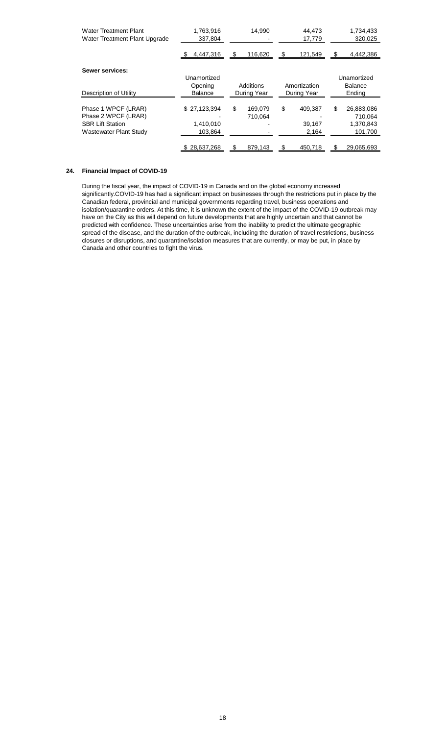| | | | | |
|---|---|---|---|---|
| Water Treatment Plant | 1,763,916 | 14,990 | 44,473 | 1,734,433 |
| Water Treatment Plant Upgrade | 337,804 | - | 17,779 | 320,025 |
| | $ 4,447,316 | $ 116,620 | $ 121,549 | $ 4,442,386 |

**Sewer services:**

| Description of Utility | Unamortized Opening Balance | Additions During Year | Amortization During Year | Unamortized Balance Ending |
|---|---|---|---|---|
| Phase 1 WPCF (LRAR) | $ 27,123,394 | $ 169,079 | $ 409,387 | $ 26,883,086 |
| Phase 2 WPCF (LRAR) | - | 710,064 | - | 710,064 |
| SBR Lift Station | 1,410,010 | - | 39,167 | 1,370,843 |
| Wastewater Plant Study | 103,864 | - | 2,164 | 101,700 |
| | $ 28,637,268 | $ 879,143 | $ 450,718 | $ 29,065,693 |

**24. Financial Impact of COVID-19**

During the fiscal year, the impact of COVID-19 in Canada and on the global economy increased significantly.COVID-19 has had a significant impact on businesses through the restrictions put in place by the Canadian federal, provincial and municipal governments regarding travel, business operations and isolation/quarantine orders. At this time, it is unknown the extent of the impact of the COVID-19 outbreak may have on the City as this will depend on future developments that are highly uncertain and that cannot be predicted with confidence. These uncertainties arise from the inability to predict the ultimate geographic spread of the disease, and the duration of the outbreak, including the duration of travel restrictions, business closures or disruptions, and quarantine/isolation measures that are currently, or may be put, in place by Canada and other countries to fight the virus.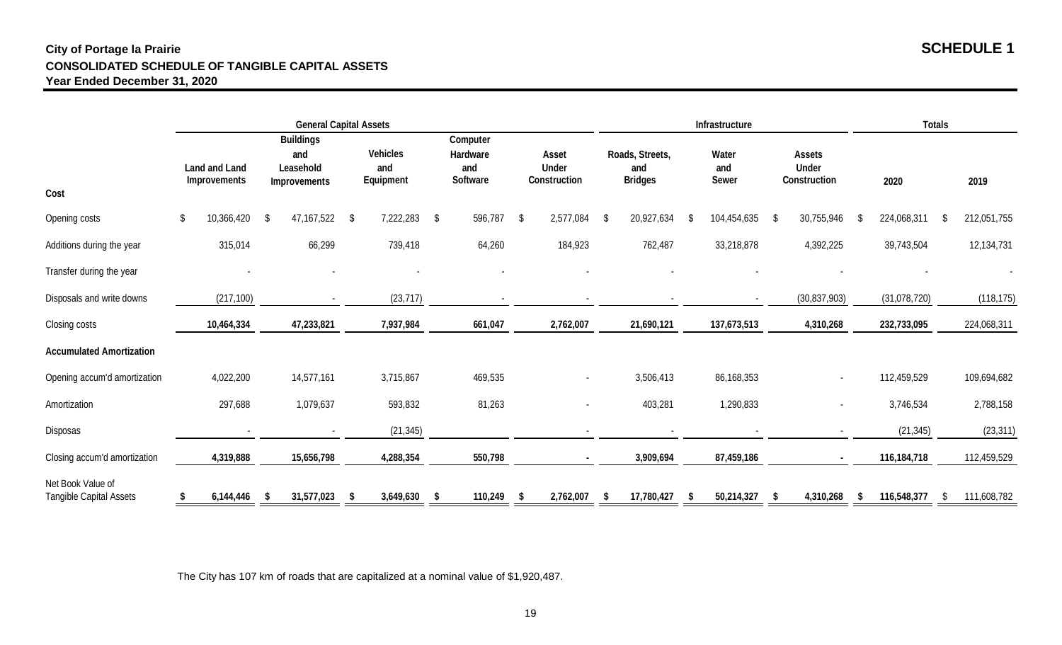**City of Portage la Prairie**
**CONSOLIDATED SCHEDULE OF TANGIBLE CAPITAL ASSETS**
**Year Ended December 31, 2020**

**SCHEDULE 1**

| | General Capital Assets | | | | | Infrastructure | | | Totals | |
|---|---|---|---|---|---|---|---|---|---|---|
| **Cost** | Land and Land Improvements | Buildings and Leasehold Improvements | Vehicles and Equipment | Computer Hardware and Software | Asset Under Construction | Roads, Streets, and Bridges | Water and Sewer | Assets Under Construction | 2020 | 2019 |
| Opening costs | $ 10,366,420 | $ 47,167,522 | $ 7,222,283 | $ 596,787 | $ 2,577,084 | $ 20,927,634 | $ 104,454,635 | $ 30,755,946 | $ 224,068,311 | $ 212,051,755 |
| Additions during the year | 315,014 | 66,299 | 739,418 | 64,260 | 184,923 | 762,487 | 33,218,878 | 4,392,225 | 39,743,504 | 12,134,731 |
| Transfer during the year | - | - | - | - | - | - | - | - | - | - |
| Disposals and write downs | (217,100) | - | (23,717) | - | - | - | - | (30,837,903) | (31,078,720) | (118,175) |
| Closing costs | **10,464,334** | **47,233,821** | **7,937,984** | **661,047** | **2,762,007** | **21,690,121** | **137,673,513** | **4,310,268** | **232,733,095** | 224,068,311 |
| **Accumulated Amortization** | | | | | | | | | | |
| Opening accum'd amortization | 4,022,200 | 14,577,161 | 3,715,867 | 469,535 | - | 3,506,413 | 86,168,353 | - | 112,459,529 | 109,694,682 |
| Amortization | 297,688 | 1,079,637 | 593,832 | 81,263 | - | 403,281 | 1,290,833 | - | 3,746,534 | 2,788,158 |
| Disposas | - | - | (21,345) | | - | - | - | - | (21,345) | (23,311) |
| Closing accum'd amortization | **4,319,888** | **15,656,798** | **4,288,354** | **550,798** | **-** | **3,909,694** | **87,459,186** | **-** | **116,184,718** | 112,459,529 |
| Net Book Value of Tangible Capital Assets | **$ 6,144,446** | **$ 31,577,023** | **$ 3,649,630** | **$ 110,249** | **$ 2,762,007** | **$ 17,780,427** | **$ 50,214,327** | **$ 4,310,268** | **$ 116,548,377** | $ 111,608,782 |

The City has 107 km of roads that are capitalized at a nominal value of $1,920,487.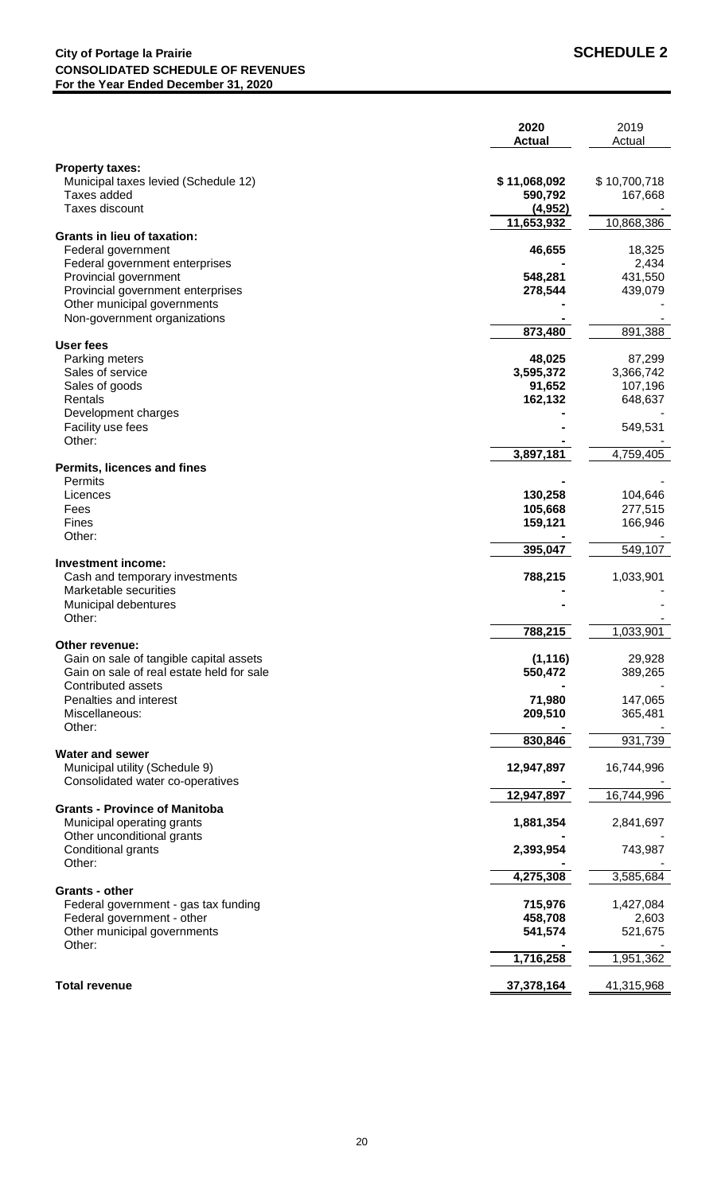**City of Portage la Prairie** **SCHEDULE 2**
**CONSOLIDATED SCHEDULE OF REVENUES**
**For the Year Ended December 31, 2020**

| | 2020 Actual | 2019 Actual |
|---|---|---|
| **Property taxes:** | | |
| Municipal taxes levied (Schedule 12) | $ 11,068,092 | $ 10,700,718 |
| Taxes added | 590,792 | 167,668 |
| Taxes discount | (4,952) | - |
| | 11,653,932 | 10,868,386 |
| **Grants in lieu of taxation:** | | |
| Federal government | 46,655 | 18,325 |
| Federal government enterprises | - | 2,434 |
| Provincial government | 548,281 | 431,550 |
| Provincial government enterprises | 278,544 | 439,079 |
| Other municipal governments | - | - |
| Non-government organizations | - | - |
| | 873,480 | 891,388 |
| **User fees** | | |
| Parking meters | 48,025 | 87,299 |
| Sales of service | 3,595,372 | 3,366,742 |
| Sales of goods | 91,652 | 107,196 |
| Rentals | 162,132 | 648,637 |
| Development charges | - | - |
| Facility use fees | - | 549,531 |
| Other: | - | - |
| | 3,897,181 | 4,759,405 |
| **Permits, licences and fines** | | |
| Permits | - | - |
| Licences | 130,258 | 104,646 |
| Fees | 105,668 | 277,515 |
| Fines | 159,121 | 166,946 |
| Other: | - | - |
| | 395,047 | 549,107 |
| **Investment income:** | | |
| Cash and temporary investments | 788,215 | 1,033,901 |
| Marketable securities | - | - |
| Municipal debentures | - | - |
| Other: | - | - |
| | 788,215 | 1,033,901 |
| **Other revenue:** | | |
| Gain on sale of tangible capital assets | (1,116) | 29,928 |
| Gain on sale of real estate held for sale | 550,472 | 389,265 |
| Contributed assets | - | - |
| Penalties and interest | 71,980 | 147,065 |
| Miscellaneous: | 209,510 | 365,481 |
| Other: | - | - |
| | 830,846 | 931,739 |
| **Water and sewer** | | |
| Municipal utility (Schedule 9) | 12,947,897 | 16,744,996 |
| Consolidated water co-operatives | - | - |
| | 12,947,897 | 16,744,996 |
| **Grants - Province of Manitoba** | | |
| Municipal operating grants | 1,881,354 | 2,841,697 |
| Other unconditional grants | - | - |
| Conditional grants | 2,393,954 | 743,987 |
| Other: | - | - |
| | 4,275,308 | 3,585,684 |
| **Grants - other** | | |
| Federal government - gas tax funding | 715,976 | 1,427,084 |
| Federal government - other | 458,708 | 2,603 |
| Other municipal governments | 541,574 | 521,675 |
| Other: | - | - |
| | 1,716,258 | 1,951,362 |
| **Total revenue** | 37,378,164 | 41,315,968 |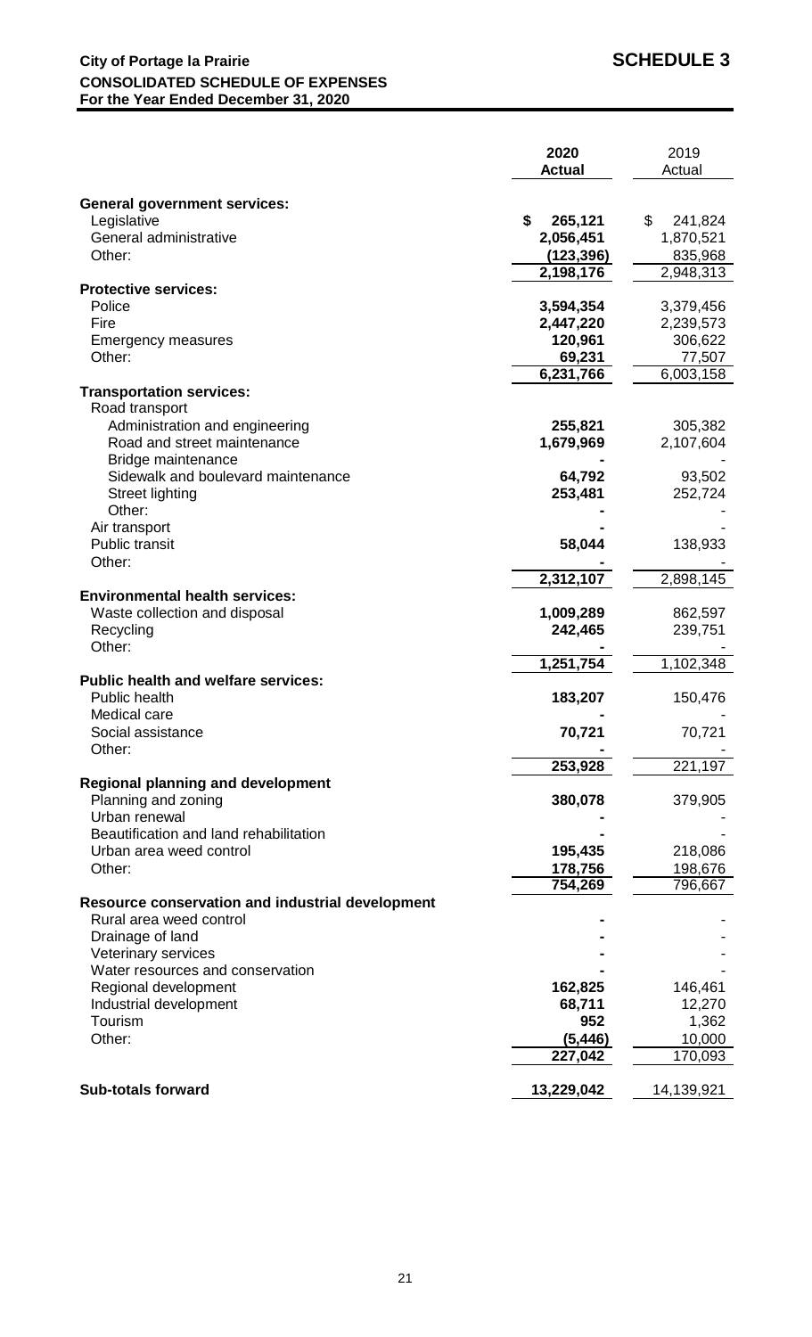**City of Portage la Prairie** **SCHEDULE 3**
**CONSOLIDATED SCHEDULE OF EXPENSES**
**For the Year Ended December 31, 2020**

| | 2020 Actual | 2019 Actual |
|---|---|---|
| **General government services:** | | |
| Legislative | **$ 265,121** | $ 241,824 |
| General administrative | **2,056,451** | 1,870,521 |
| Other: | **(123,396)** | 835,968 |
| | **2,198,176** | 2,948,313 |
| **Protective services:** | | |
| Police | **3,594,354** | 3,379,456 |
| Fire | **2,447,220** | 2,239,573 |
| Emergency measures | **120,961** | 306,622 |
| Other: | **69,231** | 77,507 |
| | **6,231,766** | 6,003,158 |
| **Transportation services:** | | |
| Road transport | | |
| Administration and engineering | **255,821** | 305,382 |
| Road and street maintenance | **1,679,969** | 2,107,604 |
| Bridge maintenance | **-** | - |
| Sidewalk and boulevard maintenance | **64,792** | 93,502 |
| Street lighting | **253,481** | 252,724 |
| Other: | **-** | - |
| Air transport | **-** | - |
| Public transit | **58,044** | 138,933 |
| Other: | **-** | - |
| | **2,312,107** | 2,898,145 |
| **Environmental health services:** | | |
| Waste collection and disposal | **1,009,289** | 862,597 |
| Recycling | **242,465** | 239,751 |
| Other: | **-** | - |
| | **1,251,754** | 1,102,348 |
| **Public health and welfare services:** | | |
| Public health | **183,207** | 150,476 |
| Medical care | **-** | - |
| Social assistance | **70,721** | 70,721 |
| Other: | **-** | - |
| | **253,928** | 221,197 |
| **Regional planning and development** | | |
| Planning and zoning | **380,078** | 379,905 |
| Urban renewal | **-** | - |
| Beautification and land rehabilitation | **-** | - |
| Urban area weed control | **195,435** | 218,086 |
| Other: | **178,756** | 198,676 |
| | **754,269** | 796,667 |
| **Resource conservation and industrial development** | | |
| Rural area weed control | **-** | - |
| Drainage of land | **-** | - |
| Veterinary services | **-** | - |
| Water resources and conservation | **-** | - |
| Regional development | **162,825** | 146,461 |
| Industrial development | **68,711** | 12,270 |
| Tourism | **952** | 1,362 |
| Other: | **(5,446)** | 10,000 |
| | **227,042** | 170,093 |
| **Sub-totals forward** | **13,229,042** | 14,139,921 |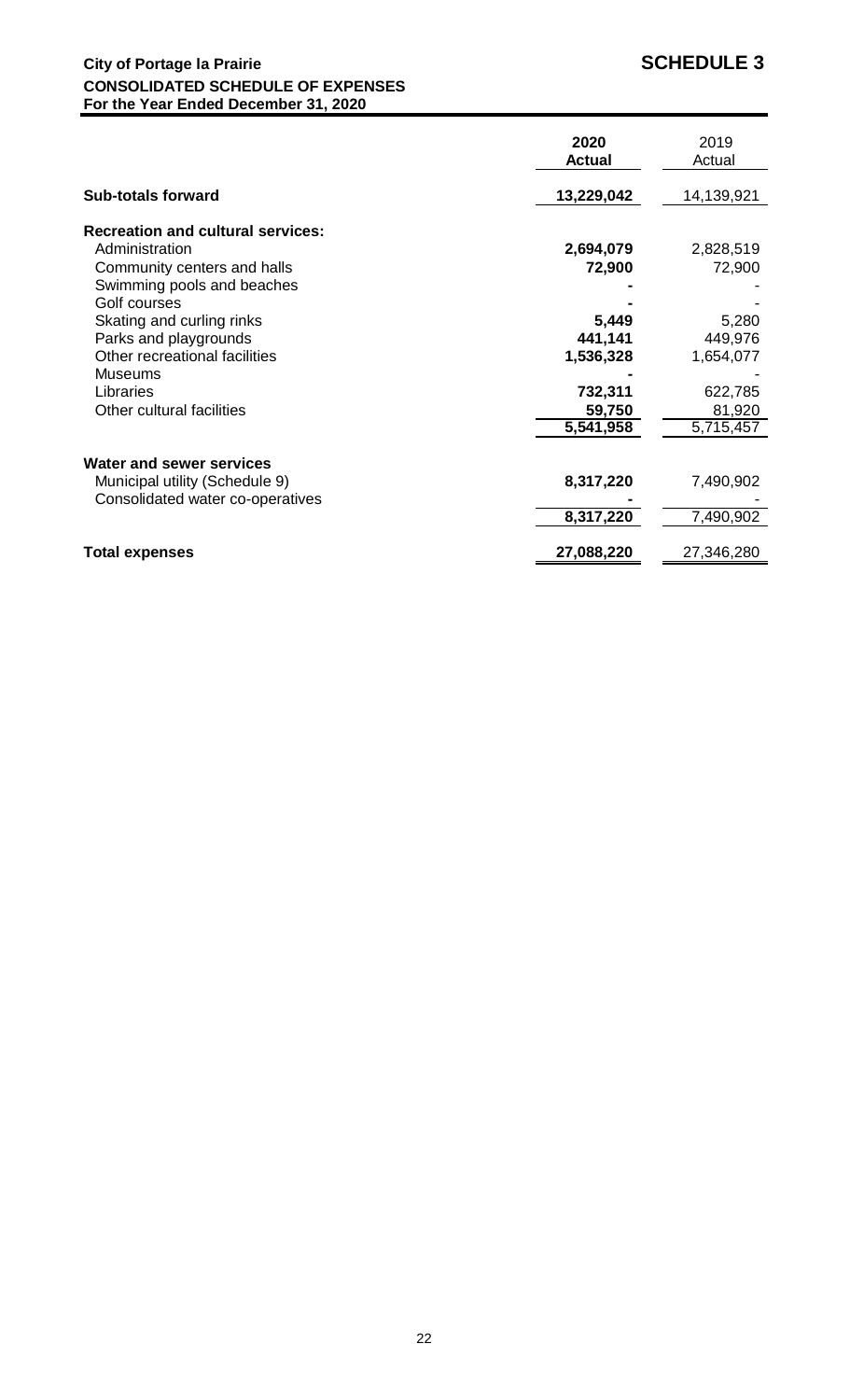**City of Portage la Prairie** **SCHEDULE 3**

**CONSOLIDATED SCHEDULE OF EXPENSES**

**For the Year Ended December 31, 2020**

| | 2020 Actual | 2019 Actual |
|---|---|---|
| **Sub-totals forward** | **13,229,042** | 14,139,921 |
| **Recreation and cultural services:** | | |
| Administration | **2,694,079** | 2,828,519 |
| Community centers and halls | **72,900** | 72,900 |
| Swimming pools and beaches | **-** | - |
| Golf courses | **-** | - |
| Skating and curling rinks | **5,449** | 5,280 |
| Parks and playgrounds | **441,141** | 449,976 |
| Other recreational facilities | **1,536,328** | 1,654,077 |
| Museums | **-** | - |
| Libraries | **732,311** | 622,785 |
| Other cultural facilities | **59,750** | 81,920 |
| | **5,541,958** | 5,715,457 |
| **Water and sewer services** | | |
| Municipal utility (Schedule 9) | **8,317,220** | 7,490,902 |
| Consolidated water co-operatives | **-** | - |
| | **8,317,220** | 7,490,902 |
| **Total expenses** | **27,088,220** | 27,346,280 |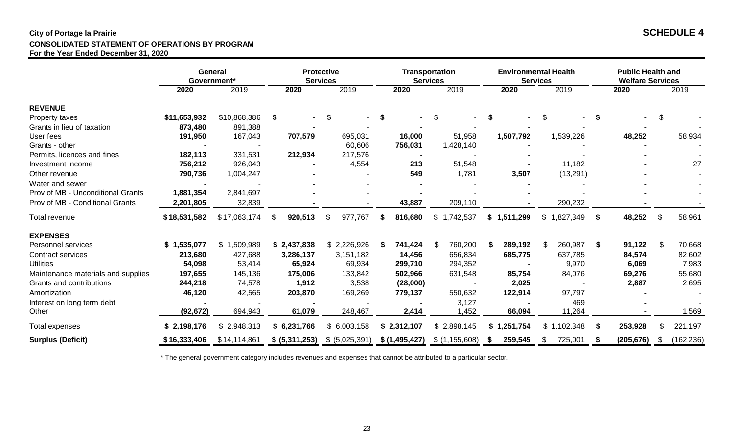**City of Portage la Prairie**

**CONSOLIDATED STATEMENT OF OPERATIONS BY PROGRAM**

**For the Year Ended December 31, 2020**

**SCHEDULE 4**

| | General Government* | | Protective Services | | Transportation Services | | Environmental Health Services | | Public Health and Welfare Services | |
|---|---|---|---|---|---|---|---|---|---|---|
| | **2020** | 2019 | **2020** | 2019 | **2020** | 2019 | **2020** | 2019 | **2020** | 2019 |
| **REVENUE** | | | | | | | | | | |
| Property taxes | **$11,653,932** | $10,868,386 | **$ -** | $ - | **$ -** | $ - | **$ -** | $ - | **$ -** | $ - |
| Grants in lieu of taxation | **873,480** | 891,388 | **-** | - | **-** | - | **-** | - | **-** | - |
| User fees | **191,950** | 167,043 | **707,579** | 695,031 | **16,000** | 51,958 | **1,507,792** | 1,539,226 | **48,252** | 58,934 |
| Grants - other | **-** | - | **-** | 60,606 | **756,031** | 1,428,140 | **-** | - | **-** | - |
| Permits, licences and fines | **182,113** | 331,531 | **212,934** | 217,576 | **-** | - | **-** | - | **-** | - |
| Investment income | **756,212** | 926,043 | **-** | 4,554 | **213** | 51,548 | **-** | 11,182 | **-** | 27 |
| Other revenue | **790,736** | 1,004,247 | **-** | - | **549** | 1,781 | **3,507** | (13,291) | **-** | - |
| Water and sewer | **-** | - | **-** | - | **-** | - | **-** | - | **-** | - |
| Prov of MB - Unconditional Grants | **1,881,354** | 2,841,697 | **-** | - | **-** | - | **-** | - | **-** | - |
| Prov of MB - Conditional Grants | **2,201,805** | 32,839 | **-** | - | **43,887** | 209,110 | **-** | 290,232 | **-** | - |
| Total revenue | **$18,531,582** | $17,063,174 | **$ 920,513** | $ 977,767 | **$ 816,680** | $ 1,742,537 | **$ 1,511,299** | $ 1,827,349 | **$ 48,252** | $ 58,961 |
| **EXPENSES** | | | | | | | | | | |
| Personnel services | **$ 1,535,077** | $ 1,509,989 | **$ 2,437,838** | $ 2,226,926 | **$ 741,424** | $ 760,200 | **$ 289,192** | $ 260,987 | **$ 91,122** | $ 70,668 |
| Contract services | **213,680** | 427,688 | **3,286,137** | 3,151,182 | **14,456** | 656,834 | **685,775** | 637,785 | **84,574** | 82,602 |
| Utilities | **54,098** | 53,414 | **65,924** | 69,934 | **299,710** | 294,352 | **-** | 9,970 | **6,069** | 7,983 |
| Maintenance materials and supplies | **197,655** | 145,136 | **175,006** | 133,842 | **502,966** | 631,548 | **85,754** | 84,076 | **69,276** | 55,680 |
| Grants and contributions | **244,218** | 74,578 | **1,912** | 3,538 | **(28,000)** | - | **2,025** | - | **2,887** | 2,695 |
| Amortization | **46,120** | 42,565 | **203,870** | 169,269 | **779,137** | 550,632 | **122,914** | 97,797 | **-** | - |
| Interest on long term debt | **-** | - | **-** | - | **-** | 3,127 | **-** | 469 | **-** | - |
| Other | **(92,672)** | 694,943 | **61,079** | 248,467 | **2,414** | 1,452 | **66,094** | 11,264 | **-** | 1,569 |
| Total expenses | **$ 2,198,176** | $ 2,948,313 | **$ 6,231,766** | $ 6,003,158 | **$ 2,312,107** | $ 2,898,145 | **$ 1,251,754** | $ 1,102,348 | **$ 253,928** | $ 221,197 |
| **Surplus (Deficit)** | **$16,333,406** | $14,114,861 | **$ (5,311,253)** | $ (5,025,391) | **$ (1,495,427)** | $ (1,155,608) | **$ 259,545** | $ 725,001 | **$ (205,676)** | $ (162,236) |

* The general government category includes revenues and expenses that cannot be attributed to a particular sector.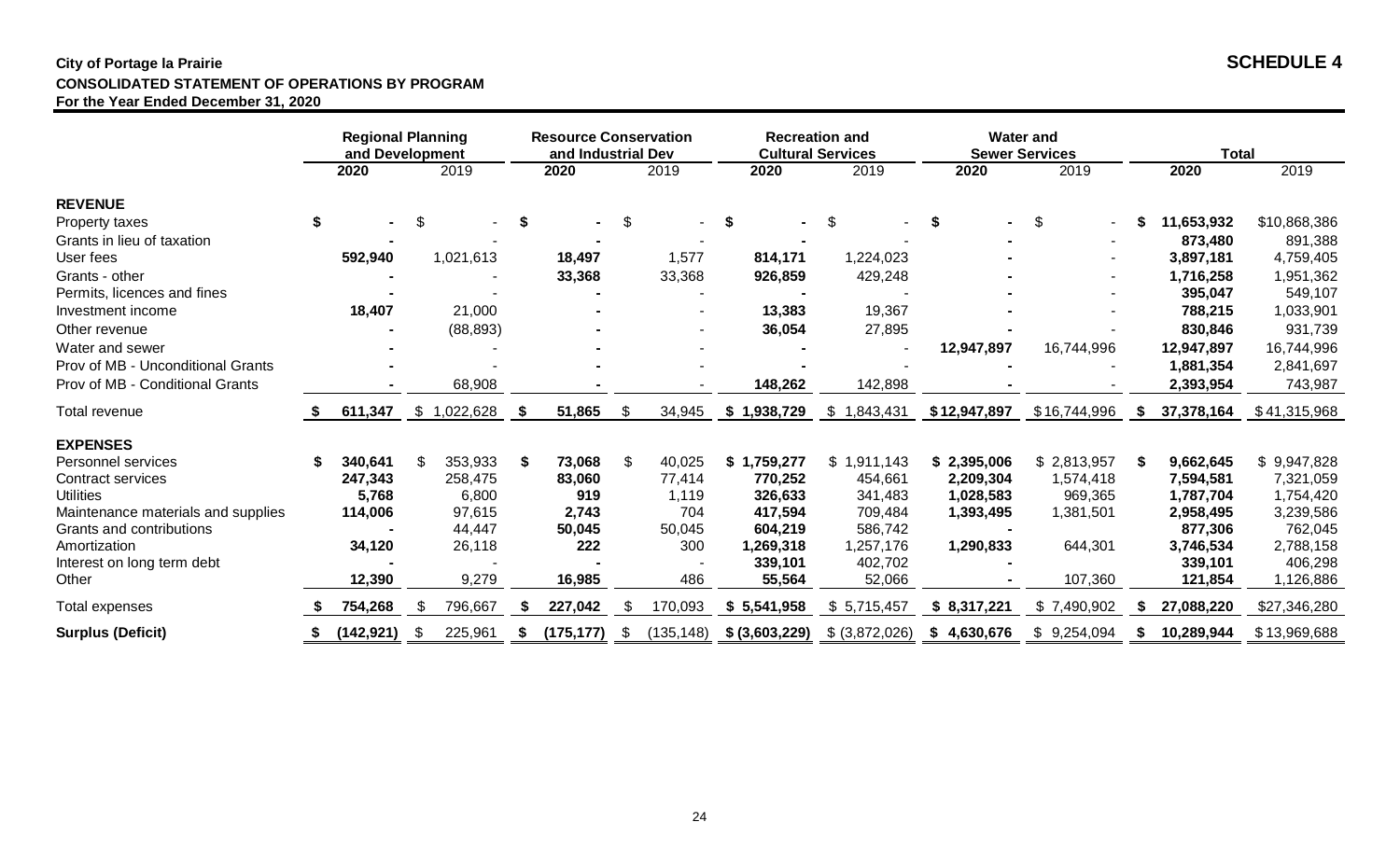**City of Portage la Prairie**

**CONSOLIDATED STATEMENT OF OPERATIONS BY PROGRAM**

**For the Year Ended December 31, 2020**

## SCHEDULE 4

| | Regional Planning and Development | | Resource Conservation and Industrial Dev | | Recreation and Cultural Services | | Water and Sewer Services | | Total | |
|---|---|---|---|---|---|---|---|---|---|---|
| | **2020** | 2019 | **2020** | 2019 | **2020** | 2019 | **2020** | 2019 | **2020** | 2019 |
| **REVENUE** | | | | | | | | | | |
| Property taxes | **$ -** | $ - | **$ -** | $ - | **$ -** | $ - | **$ -** | $ - | **$ 11,653,932** | $10,868,386 |
| Grants in lieu of taxation | **-** | - | **-** | - | **-** | - | **-** | - | **873,480** | 891,388 |
| User fees | **592,940** | 1,021,613 | **18,497** | 1,577 | **814,171** | 1,224,023 | **-** | - | **3,897,181** | 4,759,405 |
| Grants - other | **-** | - | **33,368** | 33,368 | **926,859** | 429,248 | **-** | - | **1,716,258** | 1,951,362 |
| Permits, licences and fines | **-** | - | **-** | - | **-** | - | **-** | - | **395,047** | 549,107 |
| Investment income | **18,407** | 21,000 | **-** | - | **13,383** | 19,367 | **-** | - | **788,215** | 1,033,901 |
| Other revenue | **-** | (88,893) | **-** | - | **36,054** | 27,895 | **-** | - | **830,846** | 931,739 |
| Water and sewer | **-** | - | **-** | - | **-** | - | **12,947,897** | 16,744,996 | **12,947,897** | 16,744,996 |
| Prov of MB - Unconditional Grants | **-** | - | **-** | - | **-** | - | **-** | - | **1,881,354** | 2,841,697 |
| Prov of MB - Conditional Grants | **-** | 68,908 | **-** | - | **148,262** | 142,898 | **-** | - | **2,393,954** | 743,987 |
| Total revenue | **$ 611,347** | $ 1,022,628 | **$ 51,865** | $ 34,945 | **$ 1,938,729** | $ 1,843,431 | **$ 12,947,897** | $ 16,744,996 | **$ 37,378,164** | $ 41,315,968 |
| **EXPENSES** | | | | | | | | | | |
| Personnel services | **$ 340,641** | $ 353,933 | **$ 73,068** | $ 40,025 | **$ 1,759,277** | $ 1,911,143 | **$ 2,395,006** | $ 2,813,957 | **$ 9,662,645** | $ 9,947,828 |
| Contract services | **247,343** | 258,475 | **83,060** | 77,414 | **770,252** | 454,661 | **2,209,304** | 1,574,418 | **7,594,581** | 7,321,059 |
| Utilities | **5,768** | 6,800 | **919** | 1,119 | **326,633** | 341,483 | **1,028,583** | 969,365 | **1,787,704** | 1,754,420 |
| Maintenance materials and supplies | **114,006** | 97,615 | **2,743** | 704 | **417,594** | 709,484 | **1,393,495** | 1,381,501 | **2,958,495** | 3,239,586 |
| Grants and contributions | **-** | 44,447 | **50,045** | 50,045 | **604,219** | 586,742 | **-** | | **877,306** | 762,045 |
| Amortization | **34,120** | 26,118 | **222** | 300 | **1,269,318** | 1,257,176 | **1,290,833** | 644,301 | **3,746,534** | 2,788,158 |
| Interest on long term debt | **-** | - | **-** | - | **339,101** | 402,702 | **-** | | **339,101** | 406,298 |
| Other | **12,390** | 9,279 | **16,985** | 486 | **55,564** | 52,066 | **-** | 107,360 | **121,854** | 1,126,886 |
| Total expenses | **$ 754,268** | $ 796,667 | **$ 227,042** | $ 170,093 | **$ 5,541,958** | $ 5,715,457 | **$ 8,317,221** | $ 7,490,902 | **$ 27,088,220** | $27,346,280 |
| **Surplus (Deficit)** | **$ (142,921)** | $ 225,961 | **$ (175,177)** | $ (135,148) | **$ (3,603,229)** | $ (3,872,026) | **$ 4,630,676** | $ 9,254,094 | **$ 10,289,944** | $13,969,688 |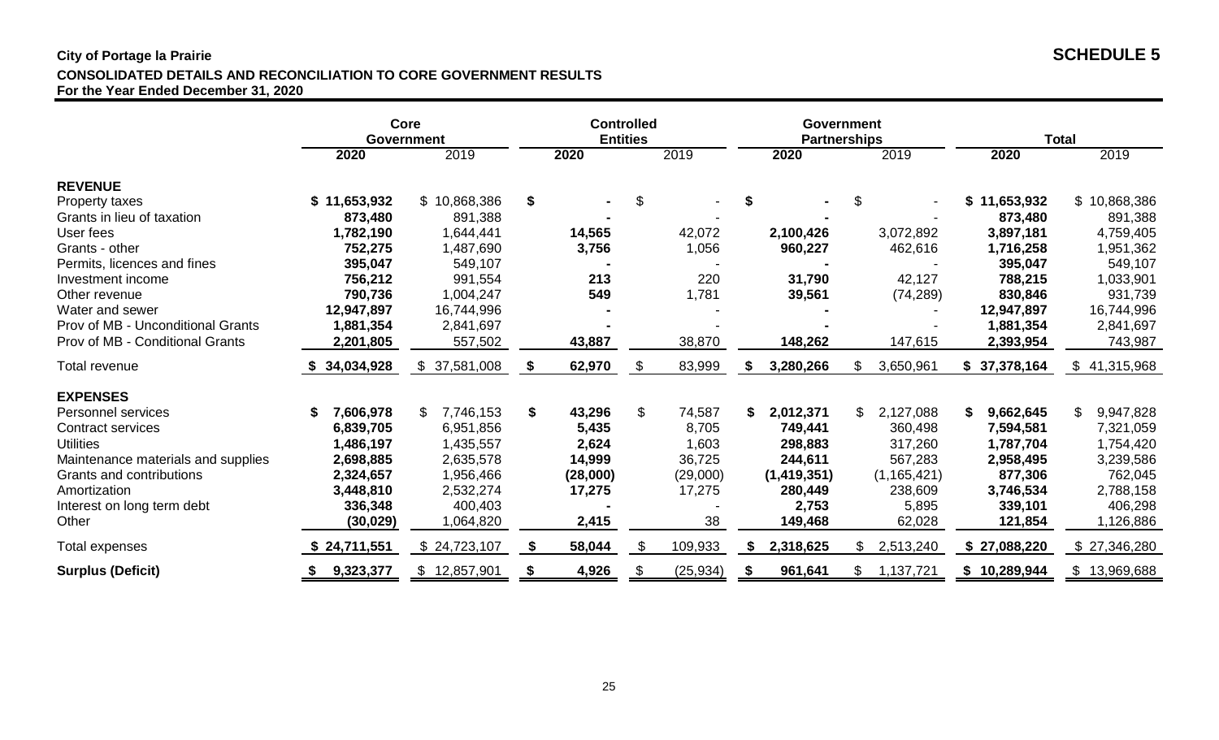**City of Portage la Prairie**

**SCHEDULE 5**

**CONSOLIDATED DETAILS AND RECONCILIATION TO CORE GOVERNMENT RESULTS**
**For the Year Ended December 31, 2020**

| | Core Government | | Controlled Entities | | Government Partnerships | | Total | |
|---|---|---|---|---|---|---|---|---|
| | **2020** | 2019 | **2020** | 2019 | **2020** | 2019 | **2020** | 2019 |
| **REVENUE** | | | | | | | | |
| Property taxes | **$ 11,653,932** | $ 10,868,386 | **$ -** | $ - | **$ -** | $ - | **$ 11,653,932** | $ 10,868,386 |
| Grants in lieu of taxation | **873,480** | 891,388 | **-** | - | **-** | - | **873,480** | 891,388 |
| User fees | **1,782,190** | 1,644,441 | **14,565** | 42,072 | **2,100,426** | 3,072,892 | **3,897,181** | 4,759,405 |
| Grants - other | **752,275** | 1,487,690 | **3,756** | 1,056 | **960,227** | 462,616 | **1,716,258** | 1,951,362 |
| Permits, licences and fines | **395,047** | 549,107 | **-** | - | **-** | - | **395,047** | 549,107 |
| Investment income | **756,212** | 991,554 | **213** | 220 | **31,790** | 42,127 | **788,215** | 1,033,901 |
| Other revenue | **790,736** | 1,004,247 | **549** | 1,781 | **39,561** | (74,289) | **830,846** | 931,739 |
| Water and sewer | **12,947,897** | 16,744,996 | **-** | - | **-** | - | **12,947,897** | 16,744,996 |
| Prov of MB - Unconditional Grants | **1,881,354** | 2,841,697 | **-** | - | **-** | - | **1,881,354** | 2,841,697 |
| Prov of MB - Conditional Grants | **2,201,805** | 557,502 | **43,887** | 38,870 | **148,262** | 147,615 | **2,393,954** | 743,987 |
| Total revenue | **$ 34,034,928** | $ 37,581,008 | **$ 62,970** | $ 83,999 | **$ 3,280,266** | $ 3,650,961 | **$ 37,378,164** | $ 41,315,968 |
| **EXPENSES** | | | | | | | | |
| Personnel services | **$ 7,606,978** | $ 7,746,153 | **$ 43,296** | $ 74,587 | **$ 2,012,371** | $ 2,127,088 | **$ 9,662,645** | $ 9,947,828 |
| Contract services | **6,839,705** | 6,951,856 | **5,435** | 8,705 | **749,441** | 360,498 | **7,594,581** | 7,321,059 |
| Utilities | **1,486,197** | 1,435,557 | **2,624** | 1,603 | **298,883** | 317,260 | **1,787,704** | 1,754,420 |
| Maintenance materials and supplies | **2,698,885** | 2,635,578 | **14,999** | 36,725 | **244,611** | 567,283 | **2,958,495** | 3,239,586 |
| Grants and contributions | **2,324,657** | 1,956,466 | **(28,000)** | (29,000) | **(1,419,351)** | (1,165,421) | **877,306** | 762,045 |
| Amortization | **3,448,810** | 2,532,274 | **17,275** | 17,275 | **280,449** | 238,609 | **3,746,534** | 2,788,158 |
| Interest on long term debt | **336,348** | 400,403 | **-** | - | **2,753** | 5,895 | **339,101** | 406,298 |
| Other | **(30,029)** | 1,064,820 | **2,415** | 38 | **149,468** | 62,028 | **121,854** | 1,126,886 |
| Total expenses | **$ 24,711,551** | $ 24,723,107 | **$ 58,044** | $ 109,933 | **$ 2,318,625** | $ 2,513,240 | **$ 27,088,220** | $ 27,346,280 |
| **Surplus (Deficit)** | **$ 9,323,377** | $ 12,857,901 | **$ 4,926** | $ (25,934) | **$ 961,641** | $ 1,137,721 | **$ 10,289,944** | $ 13,969,688 |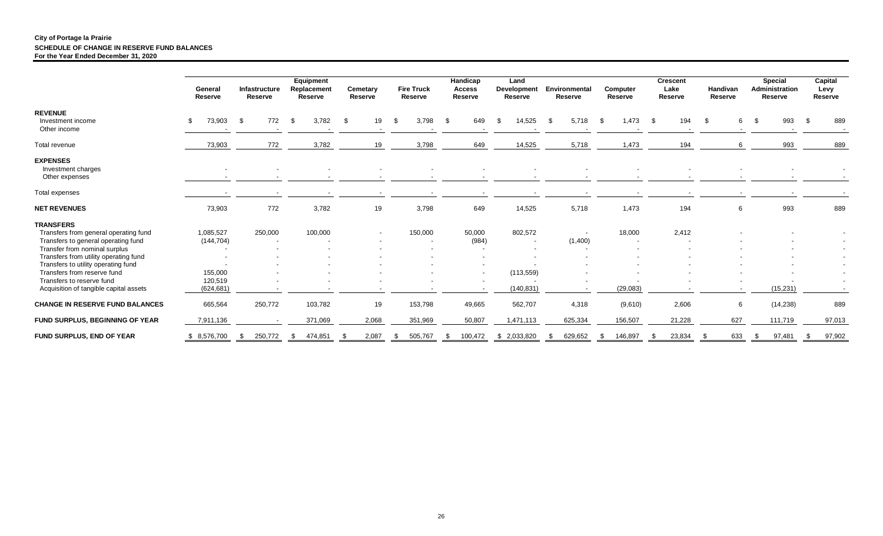**City of Portage la Prairie**
**SCHEDULE OF CHANGE IN RESERVE FUND BALANCES**
**For the Year Ended December 31, 2020**

| | General Reserve | Infrastructure Reserve | Equipment Replacement Reserve | Cemetary Reserve | Fire Truck Reserve | Handicap Access Reserve | Land Development Reserve | Environmental Reserve | Computer Reserve | Crescent Lake Reserve | Handivan Reserve | Special Administration Reserve | Capital Levy Reserve |
|---|---|---|---|---|---|---|---|---|---|---|---|---|---|
| **REVENUE** | | | | | | | | | | | | | |
| Investment income | $ 73,903 | $ 772 | $ 3,782 | $ 19 | $ 3,798 | $ 649 | $ 14,525 | $ 5,718 | $ 1,473 | $ 194 | $ 6 | $ 993 | $ 889 |
| Other income | - | - | - | - | - | - | - | - | - | - | - | - | - |
| Total revenue | 73,903 | 772 | 3,782 | 19 | 3,798 | 649 | 14,525 | 5,718 | 1,473 | 194 | 6 | 993 | 889 |
| **EXPENSES** | | | | | | | | | | | | | |
| Investment charges | - | - | - | - | - | - | - | - | - | - | - | - | - |
| Other expenses | - | - | - | - | - | - | - | - | - | - | - | - | - |
| Total expenses | - | - | - | - | - | - | - | - | - | - | - | - | - |
| **NET REVENUES** | 73,903 | 772 | 3,782 | 19 | 3,798 | 649 | 14,525 | 5,718 | 1,473 | 194 | 6 | 993 | 889 |
| **TRANSFERS** | | | | | | | | | | | | | |
| Transfers from general operating fund | 1,085,527 | 250,000 | 100,000 | - | 150,000 | 50,000 | 802,572 | - | 18,000 | 2,412 | - | - | - |
| Transfers to general operating fund | (144,704) | - | - | - | - | (984) | - | (1,400) | - | - | - | - | - |
| Transfer from nominal surplus | - | - | - | - | - | - | - | - | - | - | - | - | - |
| Transfers from utility operating fund | - | - | - | - | - | - | - | - | - | - | - | - | - |
| Transfers to utility operating fund | - | - | - | - | - | - | - | - | - | - | - | - | - |
| Transfers from reserve fund | 155,000 | - | - | - | - | - | (113,559) | - | - | - | - | - | - |
| Transfers to reserve fund | 120,519 | - | - | - | - | - | - | - | - | - | - | - | - |
| Acquisition of tangible capital assets | (624,681) | - | - | - | - | - | (140,831) | - | (29,083) | - | - | (15,231) | - |
| **CHANGE IN RESERVE FUND BALANCES** | 665,564 | 250,772 | 103,782 | 19 | 153,798 | 49,665 | 562,707 | 4,318 | (9,610) | 2,606 | 6 | (14,238) | 889 |
| **FUND SURPLUS, BEGINNING OF YEAR** | 7,911,136 | - | 371,069 | 2,068 | 351,969 | 50,807 | 1,471,113 | 625,334 | 156,507 | 21,228 | 627 | 111,719 | 97,013 |
| **FUND SURPLUS, END OF YEAR** | $ 8,576,700 | $ 250,772 | $ 474,851 | $ 2,087 | $ 505,767 | $ 100,472 | $ 2,033,820 | $ 629,652 | $ 146,897 | $ 23,834 | $ 633 | $ 97,481 | $ 97,902 |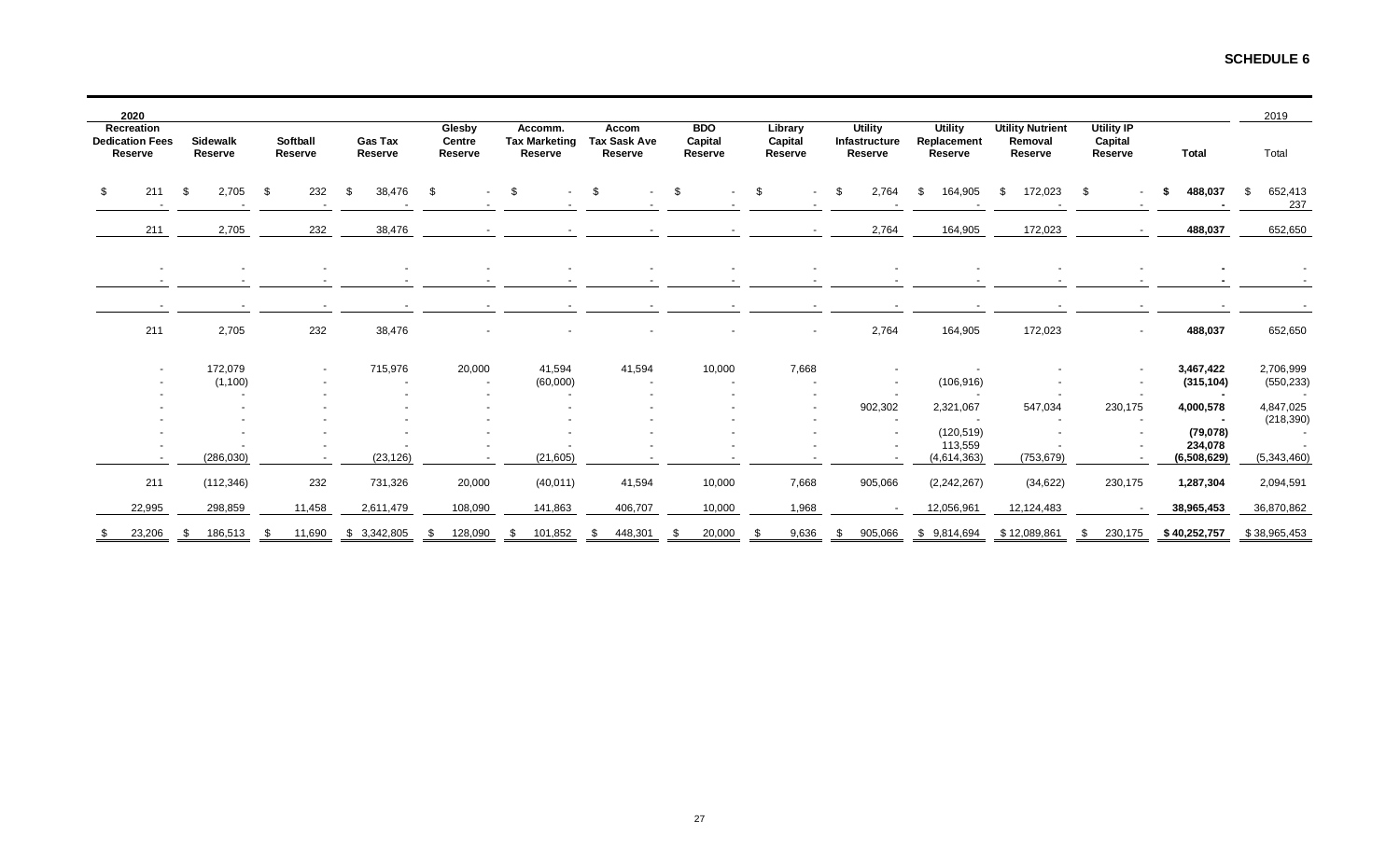**SCHEDULE 6**

| 2020 | | | | | | | | | | | | | | 2019 |
|---|---|---|---|---|---|---|---|---|---|---|---|---|---|---|
| Recreation Dedication Fees Reserve | Sidewalk Reserve | Softball Reserve | Gas Tax Reserve | Glesby Centre Reserve | Accomm. Tax Marketing Reserve | Accom Tax Sask Ave Reserve | BDO Capital Reserve | Library Capital Reserve | Utility Infastructure Reserve | Utility Replacement Reserve | Utility Nutrient Removal Reserve | Utility IP Capital Reserve | Total | Total |
| $ 211 | $ 2,705 | $ 232 | $ 38,476 | $ - | $ - | $ - | $ - | $ - | $ 2,764 | $ 164,905 | $ 172,023 | $ - | **$ 488,037** | $ 652,413 |
| - | - | - | - | - | - | - | - | - | - | - | - | - | **-** | 237 |
| 211 | 2,705 | 232 | 38,476 | - | - | - | - | - | 2,764 | 164,905 | 172,023 | - | **488,037** | 652,650 |
| - | - | - | - | - | - | - | - | - | - | - | - | - | **-** | - |
| - | - | - | - | - | - | - | - | - | - | - | - | - | **-** | - |
| - | - | - | - | - | - | - | - | - | - | - | - | - | - | - |
| 211 | 2,705 | 232 | 38,476 | - | - | - | - | - | 2,764 | 164,905 | 172,023 | - | **488,037** | 652,650 |
| - | 172,079 | - | 715,976 | 20,000 | 41,594 | 41,594 | 10,000 | 7,668 | - | - | - | - | **3,467,422** | 2,706,999 |
| - | (1,100) | - | - | - | (60,000) | - | - | - | - | (106,916) | - | - | **(315,104)** | (550,233) |
| - | - | - | - | - | - | - | - | - | - | - | - | - | **-** | - |
| - | - | - | - | - | - | - | - | - | 902,302 | 2,321,067 | 547,034 | 230,175 | **4,000,578** | 4,847,025 |
| - | - | - | - | - | - | - | - | - | - | - | - | - | **-** | (218,390) |
| - | - | - | - | - | - | - | - | - | - | (120,519) | - | - | **(79,078)** | - |
| - | - | - | - | - | - | - | - | - | - | 113,559 | - | - | **234,078** | - |
| - | (286,030) | - | (23,126) | - | (21,605) | - | - | - | - | (4,614,363) | (753,679) | - | **(6,508,629)** | (5,343,460) |
| 211 | (112,346) | 232 | 731,326 | 20,000 | (40,011) | 41,594 | 10,000 | 7,668 | 905,066 | (2,242,267) | (34,622) | 230,175 | **1,287,304** | 2,094,591 |
| 22,995 | 298,859 | 11,458 | 2,611,479 | 108,090 | 141,863 | 406,707 | 10,000 | 1,968 | - | 12,056,961 | 12,124,483 | - | **38,965,453** | 36,870,862 |
| $ 23,206 | $ 186,513 | $ 11,690 | $ 3,342,805 | $ 128,090 | $ 101,852 | $ 448,301 | $ 20,000 | $ 9,636 | $ 905,066 | $ 9,814,694 | $ 12,089,861 | $ 230,175 | **$ 40,252,757** | $ 38,965,453 |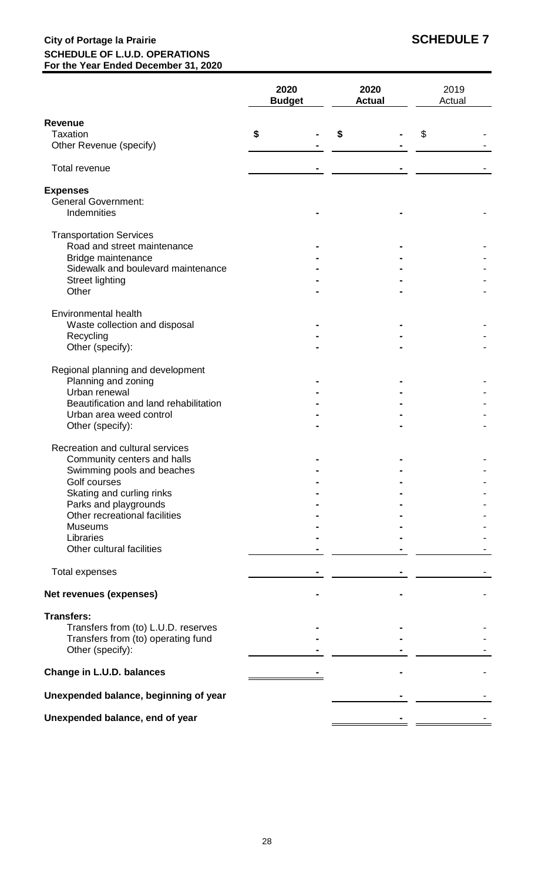**City of Portage la Prairie** **SCHEDULE 7**
**SCHEDULE OF L.U.D. OPERATIONS**
**For the Year Ended December 31, 2020**

| | 2020 Budget | 2020 Actual | 2019 Actual |
|---|---|---|---|
| **Revenue** | | | |
| Taxation | $ - | $ - | $ - |
| Other Revenue (specify) | - | - | - |
| Total revenue | - | - | - |
| **Expenses** | | | |
| General Government: | | | |
| Indemnities | - | - | - |
| Transportation Services | | | |
| Road and street maintenance | - | - | - |
| Bridge maintenance | - | - | - |
| Sidewalk and boulevard maintenance | - | - | - |
| Street lighting | - | - | - |
| Other | - | - | - |
| Environmental health | | | |
| Waste collection and disposal | - | - | - |
| Recycling | - | - | - |
| Other (specify): | - | - | - |
| Regional planning and development | | | |
| Planning and zoning | - | - | - |
| Urban renewal | - | - | - |
| Beautification and land rehabilitation | - | - | - |
| Urban area weed control | - | - | - |
| Other (specify): | - | - | - |
| Recreation and cultural services | | | |
| Community centers and halls | - | - | - |
| Swimming pools and beaches | - | - | - |
| Golf courses | - | - | - |
| Skating and curling rinks | - | - | - |
| Parks and playgrounds | - | - | - |
| Other recreational facilities | - | - | - |
| Museums | - | - | - |
| Libraries | - | - | - |
| Other cultural facilities | - | - | - |
| Total expenses | - | - | - |
| **Net revenues (expenses)** | - | - | - |
| **Transfers:** | | | |
| Transfers from (to) L.U.D. reserves | - | - | - |
| Transfers from (to) operating fund | - | - | - |
| Other (specify): | - | - | - |
| **Change in L.U.D. balances** | - | - | - |
| **Unexpended balance, beginning of year** | | - | - |
| **Unexpended balance, end of year** | | - | - |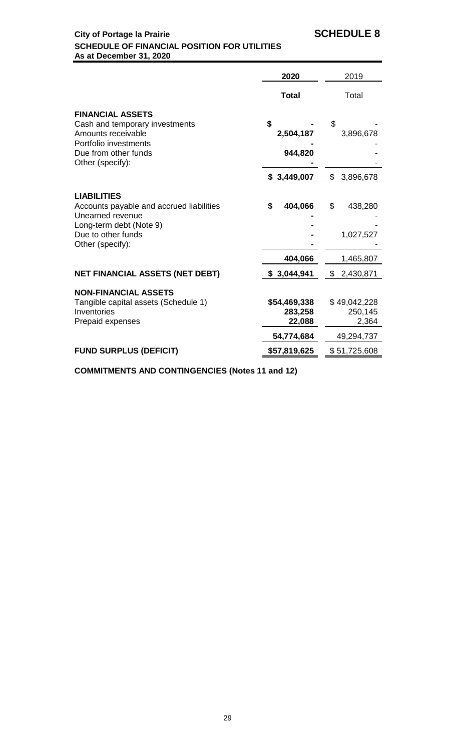**City of Portage la Prairie** **SCHEDULE 8**

**SCHEDULE OF FINANCIAL POSITION FOR UTILITIES**

**As at December 31, 2020**

| | **2020** | 2019 |
|---|---|---|
| | **Total** | Total |
| **FINANCIAL ASSETS** | | |
| Cash and temporary investments | **$ -** | $ - |
| Amounts receivable | **2,504,187** | 3,896,678 |
| Portfolio investments | **-** | - |
| Due from other funds | **944,820** | - |
| Other (specify): | **-** | - |
| | **$ 3,449,007** | $ 3,896,678 |
| **LIABILITIES** | | |
| Accounts payable and accrued liabilities | **$ 404,066** | $ 438,280 |
| Unearned revenue | **-** | - |
| Long-term debt (Note 9) | **-** | - |
| Due to other funds | **-** | 1,027,527 |
| Other (specify): | **-** | - |
| | **404,066** | 1,465,807 |
| **NET FINANCIAL ASSETS (NET DEBT)** | **$ 3,044,941** | $ 2,430,871 |
| **NON-FINANCIAL ASSETS** | | |
| Tangible capital assets (Schedule 1) | **$54,469,338** | $ 49,042,228 |
| Inventories | **283,258** | 250,145 |
| Prepaid expenses | **22,088** | 2,364 |
| | **54,774,684** | 49,294,737 |
| **FUND SURPLUS (DEFICIT)** | **$57,819,625** | $ 51,725,608 |

**COMMITMENTS AND CONTINGENCIES (Notes 11 and 12)**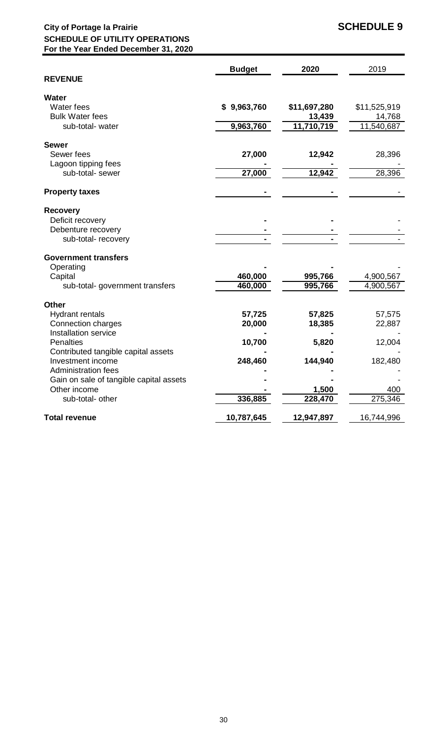**City of Portage la Prairie** | **SCHEDULE 9**

**SCHEDULE OF UTILITY OPERATIONS**
**For the Year Ended December 31, 2020**

| | **Budget** | **2020** | 2019 |
|---|---|---|---|
| **REVENUE** | | | |
| **Water** | | | |
| Water fees | **$ 9,963,760** | **$11,697,280** | $11,525,919 |
| Bulk Water fees | | **13,439** | 14,768 |
| sub-total- water | **9,963,760** | **11,710,719** | 11,540,687 |
| **Sewer** | | | |
| Sewer fees | **27,000** | **12,942** | 28,396 |
| Lagoon tipping fees | **-** | **-** | - |
| sub-total- sewer | **27,000** | **12,942** | 28,396 |
| **Property taxes** | **-** | **-** | - |
| **Recovery** | | | |
| Deficit recovery | **-** | **-** | - |
| Debenture recovery | **-** | **-** | - |
| sub-total- recovery | **-** | **-** | - |
| **Government transfers** | | | |
| Operating | **-** | **-** | - |
| Capital | **460,000** | **995,766** | 4,900,567 |
| sub-total- government transfers | **460,000** | **995,766** | 4,900,567 |
| **Other** | | | |
| Hydrant rentals | **57,725** | **57,825** | 57,575 |
| Connection charges | **20,000** | **18,385** | 22,887 |
| Installation service | **-** | **-** | - |
| Penalties | **10,700** | **5,820** | 12,004 |
| Contributed tangible capital assets | **-** | **-** | - |
| Investment income | **248,460** | **144,940** | 182,480 |
| Administration fees | **-** | **-** | - |
| Gain on sale of tangible capital assets | **-** | **-** | - |
| Other income | **-** | **1,500** | 400 |
| sub-total- other | **336,885** | **228,470** | 275,346 |
| **Total revenue** | **10,787,645** | **12,947,897** | 16,744,996 |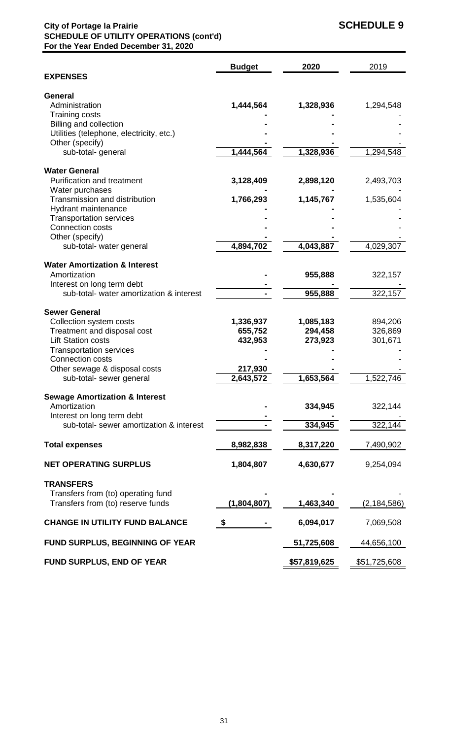**City of Portage la Prairie**
**SCHEDULE OF UTILITY OPERATIONS (cont'd)**
**For the Year Ended December 31, 2020**

## SCHEDULE 9

| | Budget | 2020 | 2019 |
|---|---|---|---|
| **EXPENSES** | | | |
| **General** | | | |
| Administration | 1,444,564 | 1,328,936 | 1,294,548 |
| Training costs | - | - | - |
| Billing and collection | - | - | - |
| Utilities (telephone, electricity, etc.) | - | - | - |
| Other (specify) | - | - | - |
| sub-total- general | 1,444,564 | 1,328,936 | 1,294,548 |
| **Water General** | | | |
| Purification and treatment | 3,128,409 | 2,898,120 | 2,493,703 |
| Water purchases | - | - | - |
| Transmission and distribution | 1,766,293 | 1,145,767 | 1,535,604 |
| Hydrant maintenance | - | - | - |
| Transportation services | - | - | - |
| Connection costs | - | - | - |
| Other (specify) | - | - | - |
| sub-total- water general | 4,894,702 | 4,043,887 | 4,029,307 |
| **Water Amortization & Interest** | | | |
| Amortization | - | 955,888 | 322,157 |
| Interest on long term debt | - | - | - |
| sub-total- water amortization & interest | - | 955,888 | 322,157 |
| **Sewer General** | | | |
| Collection system costs | 1,336,937 | 1,085,183 | 894,206 |
| Treatment and disposal cost | 655,752 | 294,458 | 326,869 |
| Lift Station costs | 432,953 | 273,923 | 301,671 |
| Transportation services | - | - | - |
| Connection costs | - | - | - |
| Other sewage & disposal costs | 217,930 | - | - |
| sub-total- sewer general | 2,643,572 | 1,653,564 | 1,522,746 |
| **Sewage Amortization & Interest** | | | |
| Amortization | - | 334,945 | 322,144 |
| Interest on long term debt | - | - | - |
| sub-total- sewer amortization & interest | - | 334,945 | 322,144 |
| **Total expenses** | 8,982,838 | 8,317,220 | 7,490,902 |
| **NET OPERATING SURPLUS** | 1,804,807 | 4,630,677 | 9,254,094 |
| **TRANSFERS** | | | |
| Transfers from (to) operating fund | - | - | - |
| Transfers from (to) reserve funds | (1,804,807) | 1,463,340 | (2,184,586) |
| **CHANGE IN UTILITY FUND BALANCE** | $ - | 6,094,017 | 7,069,508 |
| **FUND SURPLUS, BEGINNING OF YEAR** | | 51,725,608 | 44,656,100 |
| **FUND SURPLUS, END OF YEAR** | | $57,819,625 | $51,725,608 |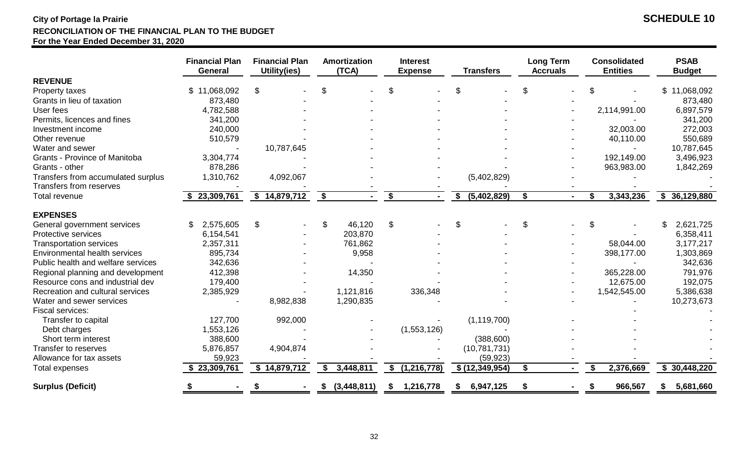**City of Portage la Prairie** **SCHEDULE 10**

**RECONCILIATION OF THE FINANCIAL PLAN TO THE BUDGET**

**For the Year Ended December 31, 2020**

| | Financial Plan General | Financial Plan Utility(ies) | Amortization (TCA) | Interest Expense | Transfers | Long Term Accruals | Consolidated Entities | PSAB Budget |
|---|---|---|---|---|---|---|---|---|
| **REVENUE** | | | | | | | | |
| Property taxes | $ 11,068,092 | $ - | $ - | $ - | $ - | $ - | $ - | $ 11,068,092 |
| Grants in lieu of taxation | 873,480 | - | - | - | - | - | - | 873,480 |
| User fees | 4,782,588 | - | - | - | - | - | 2,114,991.00 | 6,897,579 |
| Permits, licences and fines | 341,200 | - | - | - | - | - | - | 341,200 |
| Investment income | 240,000 | - | - | - | - | - | 32,003.00 | 272,003 |
| Other revenue | 510,579 | - | - | - | - | - | 40,110.00 | 550,689 |
| Water and sewer | - | 10,787,645 | - | - | - | - | - | 10,787,645 |
| Grants - Province of Manitoba | 3,304,774 | - | - | - | - | - | 192,149.00 | 3,496,923 |
| Grants - other | 878,286 | - | - | - | - | - | 963,983.00 | 1,842,269 |
| Transfers from accumulated surplus | 1,310,762 | 4,092,067 | - | - | (5,402,829) | - | - | - |
| Transfers from reserves | - | - | - | - | - | - | - | - |
| Total revenue | $ 23,309,761 | $ 14,879,712 | $ - | $ - | $ (5,402,829) | $ - | $ 3,343,236 | $ 36,129,880 |
| **EXPENSES** | | | | | | | | |
| General government services | $ 2,575,605 | $ - | $ 46,120 | $ - | $ - | $ - | $ - | $ 2,621,725 |
| Protective services | 6,154,541 | - | 203,870 | - | - | - | - | 6,358,411 |
| Transportation services | 2,357,311 | - | 761,862 | - | - | - | 58,044.00 | 3,177,217 |
| Environmental health services | 895,734 | - | 9,958 | - | - | - | 398,177.00 | 1,303,869 |
| Public health and welfare services | 342,636 | - | - | - | - | - | - | 342,636 |
| Regional planning and development | 412,398 | - | 14,350 | - | - | - | 365,228.00 | 791,976 |
| Resource cons and industrial dev | 179,400 | - | - | - | - | - | 12,675.00 | 192,075 |
| Recreation and cultural services | 2,385,929 | - | 1,121,816 | 336,348 | - | - | 1,542,545.00 | 5,386,638 |
| Water and sewer services | - | 8,982,838 | 1,290,835 | - | - | - | - | 10,273,673 |
| Fiscal services: | | | | | | | - | - |
| Transfer to capital | 127,700 | 992,000 | - | - | (1,119,700) | - | - | - |
| Debt charges | 1,553,126 | - | - | (1,553,126) | - | - | - | - |
| Short term interest | 388,600 | - | - | - | (388,600) | - | - | - |
| Transfer to reserves | 5,876,857 | 4,904,874 | - | - | (10,781,731) | - | - | - |
| Allowance for tax assets | 59,923 | - | - | - | (59,923) | - | - | - |
| Total expenses | $ 23,309,761 | $ 14,879,712 | $ 3,448,811 | $ (1,216,778) | $ (12,349,954) | $ - | $ 2,376,669 | $ 30,448,220 |
| **Surplus (Deficit)** | $ - | $ - | $ (3,448,811) | $ 1,216,778 | $ 6,947,125 | $ - | $ 966,567 | $ 5,681,660 |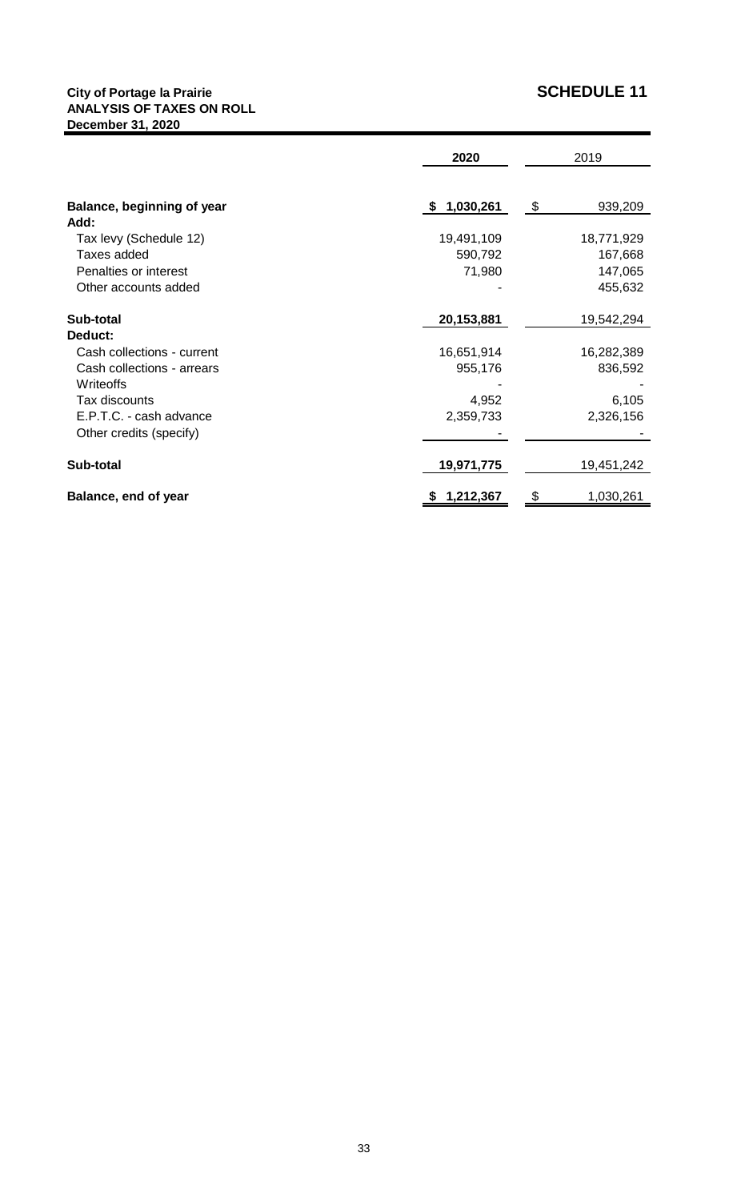**City of Portage la Prairie**
**ANALYSIS OF TAXES ON ROLL**
**December 31, 2020**

## SCHEDULE 11

| | 2020 | 2019 |
|---|---|---|
| **Balance, beginning of year** | **$ 1,030,261** | $ 939,209 |
| **Add:** | | |
| Tax levy (Schedule 12) | 19,491,109 | 18,771,929 |
| Taxes added | 590,792 | 167,668 |
| Penalties or interest | 71,980 | 147,065 |
| Other accounts added | - | 455,632 |
| **Sub-total** | **20,153,881** | 19,542,294 |
| **Deduct:** | | |
| Cash collections - current | 16,651,914 | 16,282,389 |
| Cash collections - arrears | 955,176 | 836,592 |
| Writeoffs | - | - |
| Tax discounts | 4,952 | 6,105 |
| E.P.T.C. - cash advance | 2,359,733 | 2,326,156 |
| Other credits (specify) | - | - |
| **Sub-total** | **19,971,775** | 19,451,242 |
| **Balance, end of year** | **$ 1,212,367** | $ 1,030,261 |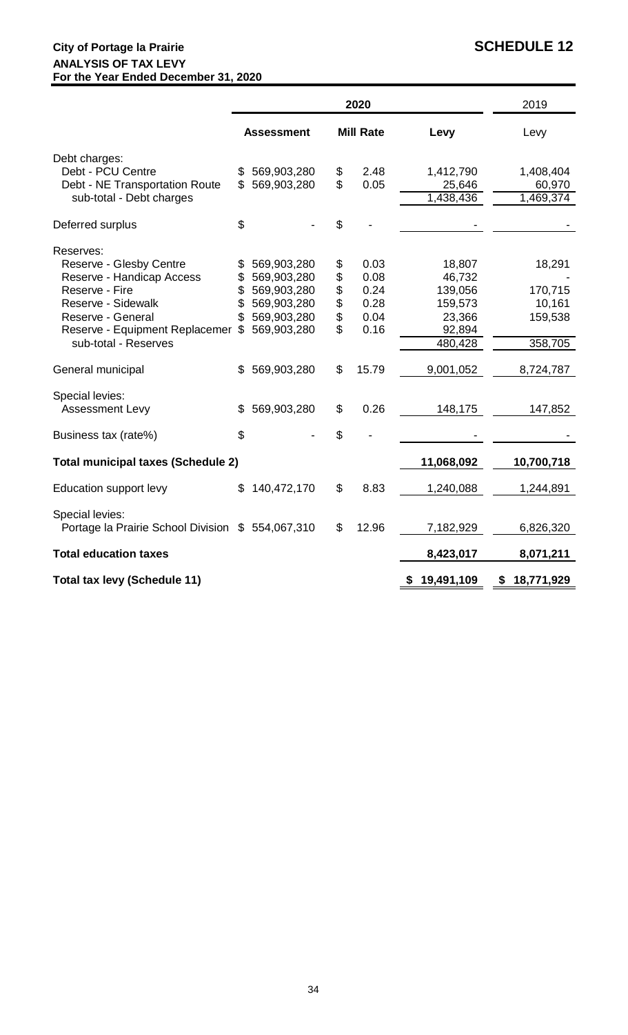**City of Portage la Prairie**

**SCHEDULE 12**

**ANALYSIS OF TAX LEVY**

**For the Year Ended December 31, 2020**

| | 2020 | | | 2019 |
|---|---|---|---|---|
| | **Assessment** | **Mill Rate** | **Levy** | Levy |
| Debt charges: | | | | |
| Debt - PCU Centre | $ 569,903,280 | $ 2.48 | 1,412,790 | 1,408,404 |
| Debt - NE Transportation Route | $ 569,903,280 | $ 0.05 | 25,646 | 60,970 |
| sub-total - Debt charges | | | 1,438,436 | 1,469,374 |
| Deferred surplus | $ - | $ - | - | - |
| Reserves: | | | | |
| Reserve - Glesby Centre | $ 569,903,280 | $ 0.03 | 18,807 | 18,291 |
| Reserve - Handicap Access | $ 569,903,280 | $ 0.08 | 46,732 | - |
| Reserve - Fire | $ 569,903,280 | $ 0.24 | 139,056 | 170,715 |
| Reserve - Sidewalk | $ 569,903,280 | $ 0.28 | 159,573 | 10,161 |
| Reserve - General | $ 569,903,280 | $ 0.04 | 23,366 | 159,538 |
| Reserve - Equipment Replacemer | $ 569,903,280 | $ 0.16 | 92,894 | |
| sub-total - Reserves | | | 480,428 | 358,705 |
| General municipal | $ 569,903,280 | $ 15.79 | 9,001,052 | 8,724,787 |
| Special levies: | | | | |
| Assessment Levy | $ 569,903,280 | $ 0.26 | 148,175 | 147,852 |
| Business tax (rate%) | $ - | $ - | - | - |
| **Total municipal taxes (Schedule 2)** | | | **11,068,092** | **10,700,718** |
| Education support levy | $ 140,472,170 | $ 8.83 | 1,240,088 | 1,244,891 |
| Special levies: | | | | |
| Portage la Prairie School Division | $ 554,067,310 | $ 12.96 | 7,182,929 | 6,826,320 |
| **Total education taxes** | | | **8,423,017** | **8,071,211** |
| **Total tax levy (Schedule 11)** | | | **$ 19,491,109** | **$ 18,771,929** |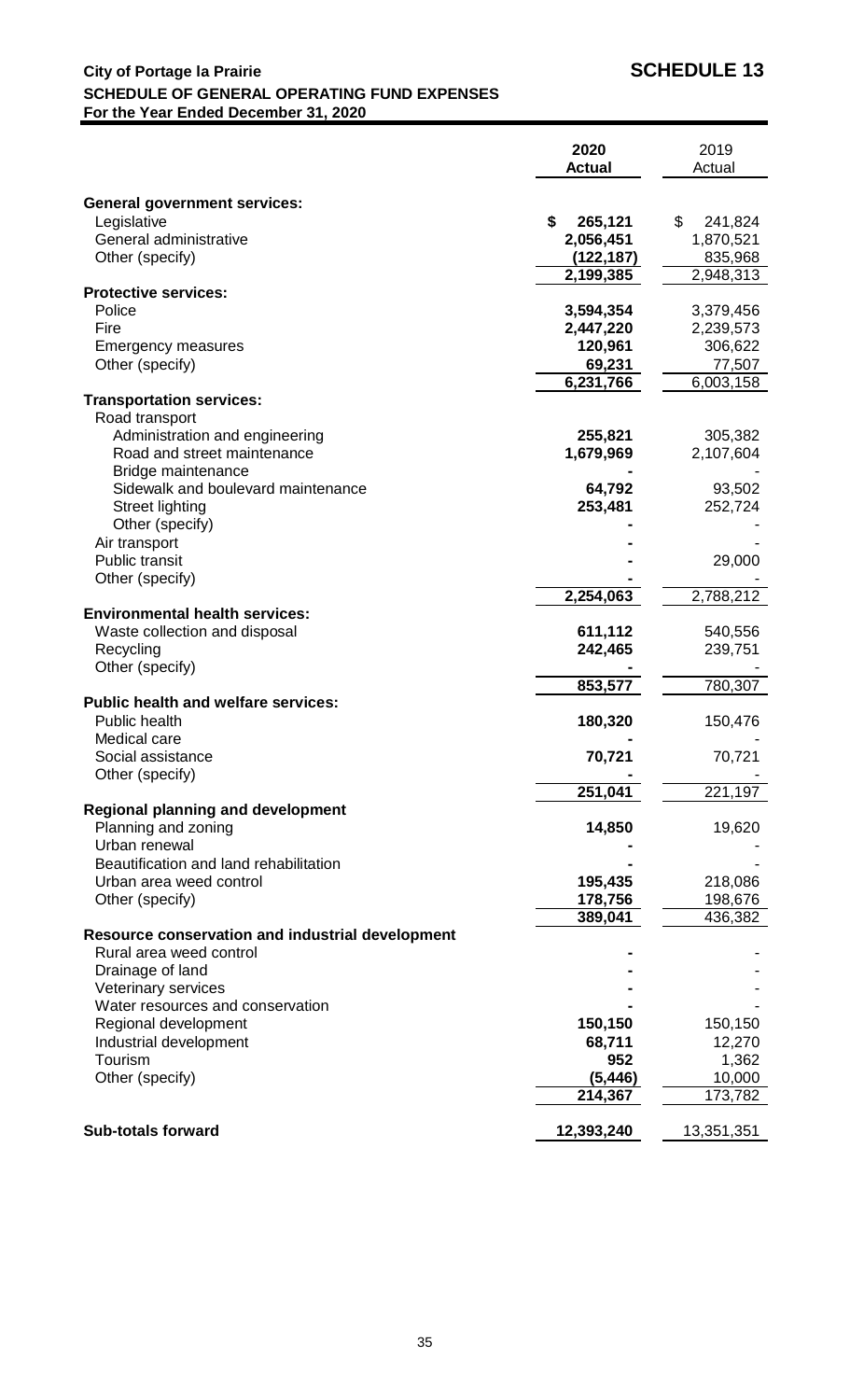**City of Portage la Prairie** **SCHEDULE 13**

**SCHEDULE OF GENERAL OPERATING FUND EXPENSES**

**For the Year Ended December 31, 2020**

| | **2020 Actual** | 2019 Actual |
|---|---|---|
| **General government services:** | | |
| Legislative | **$ 265,121** | $ 241,824 |
| General administrative | **2,056,451** | 1,870,521 |
| Other (specify) | **(122,187)** | 835,968 |
| | **2,199,385** | 2,948,313 |
| **Protective services:** | | |
| Police | **3,594,354** | 3,379,456 |
| Fire | **2,447,220** | 2,239,573 |
| Emergency measures | **120,961** | 306,622 |
| Other (specify) | **69,231** | 77,507 |
| | **6,231,766** | 6,003,158 |
| **Transportation services:** | | |
| Road transport | | |
| Administration and engineering | **255,821** | 305,382 |
| Road and street maintenance | **1,679,969** | 2,107,604 |
| Bridge maintenance | **-** | - |
| Sidewalk and boulevard maintenance | **64,792** | 93,502 |
| Street lighting | **253,481** | 252,724 |
| Other (specify) | **-** | - |
| Air transport | **-** | - |
| Public transit | **-** | 29,000 |
| Other (specify) | **-** | - |
| | **2,254,063** | 2,788,212 |
| **Environmental health services:** | | |
| Waste collection and disposal | **611,112** | 540,556 |
| Recycling | **242,465** | 239,751 |
| Other (specify) | **-** | - |
| | **853,577** | 780,307 |
| **Public health and welfare services:** | | |
| Public health | **180,320** | 150,476 |
| Medical care | **-** | - |
| Social assistance | **70,721** | 70,721 |
| Other (specify) | **-** | - |
| | **251,041** | 221,197 |
| **Regional planning and development** | | |
| Planning and zoning | **14,850** | 19,620 |
| Urban renewal | **-** | - |
| Beautification and land rehabilitation | **-** | - |
| Urban area weed control | **195,435** | 218,086 |
| Other (specify) | **178,756** | 198,676 |
| | **389,041** | 436,382 |
| **Resource conservation and industrial development** | | |
| Rural area weed control | **-** | - |
| Drainage of land | **-** | - |
| Veterinary services | **-** | - |
| Water resources and conservation | **-** | - |
| Regional development | **150,150** | 150,150 |
| Industrial development | **68,711** | 12,270 |
| Tourism | **952** | 1,362 |
| Other (specify) | **(5,446)** | 10,000 |
| | **214,367** | 173,782 |
| **Sub-totals forward** | **12,393,240** | 13,351,351 |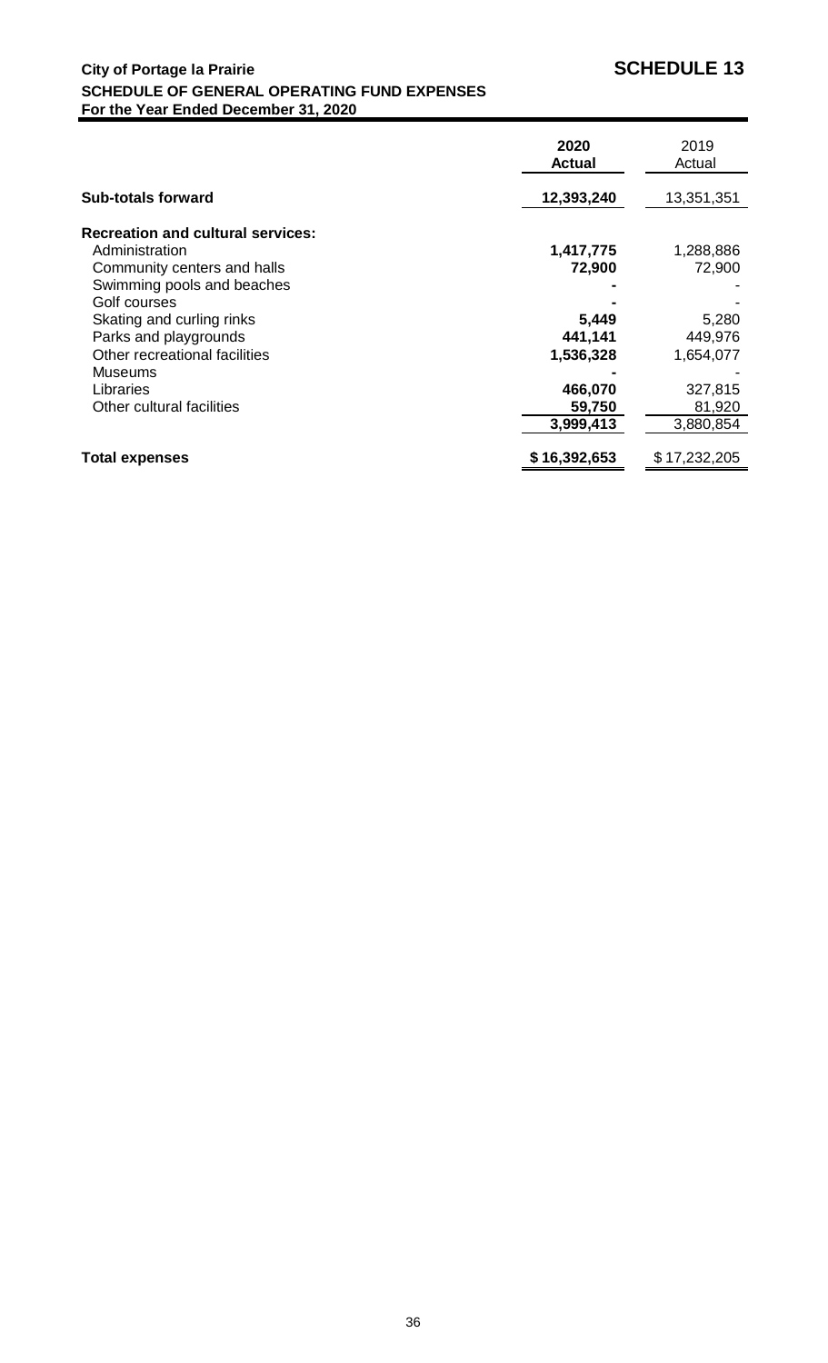**City of Portage la Prairie**

## SCHEDULE 13

**SCHEDULE OF GENERAL OPERATING FUND EXPENSES**
**For the Year Ended December 31, 2020**

| | 2020 Actual | 2019 Actual |
|---|---|---|
| **Sub-totals forward** | **12,393,240** | 13,351,351 |
| **Recreation and cultural services:** | | |
| Administration | **1,417,775** | 1,288,886 |
| Community centers and halls | **72,900** | 72,900 |
| Swimming pools and beaches | **-** | - |
| Golf courses | **-** | - |
| Skating and curling rinks | **5,449** | 5,280 |
| Parks and playgrounds | **441,141** | 449,976 |
| Other recreational facilities | **1,536,328** | 1,654,077 |
| Museums | **-** | - |
| Libraries | **466,070** | 327,815 |
| Other cultural facilities | **59,750** | 81,920 |
| | **3,999,413** | 3,880,854 |
| **Total expenses** | **$ 16,392,653** | $ 17,232,205 |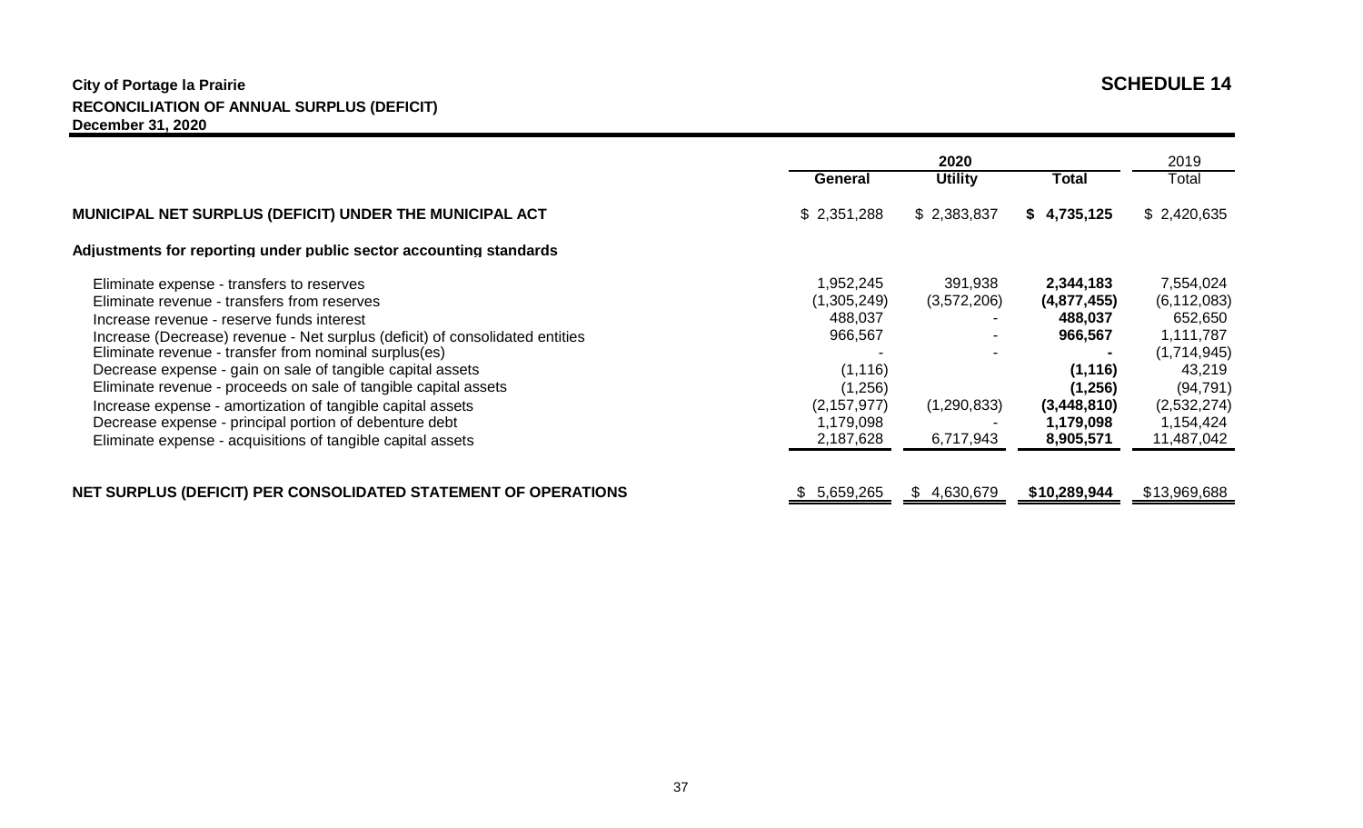**City of Portage la Prairie**

**SCHEDULE 14**

**RECONCILIATION OF ANNUAL SURPLUS (DEFICIT)**

**December 31, 2020**

| | 2020 | | | 2019 |
|---|---|---|---|---|
| | **General** | **Utility** | **Total** | Total |
| **MUNICIPAL NET SURPLUS (DEFICIT) UNDER THE MUNICIPAL ACT** | $ 2,351,288 | $ 2,383,837 | **$ 4,735,125** | $ 2,420,635 |
| **Adjustments for reporting under public sector accounting standards** | | | | |
| Eliminate expense - transfers to reserves | 1,952,245 | 391,938 | **2,344,183** | 7,554,024 |
| Eliminate revenue - transfers from reserves | (1,305,249) | (3,572,206) | **(4,877,455)** | (6,112,083) |
| Increase revenue - reserve funds interest | 488,037 | - | **488,037** | 652,650 |
| Increase (Decrease) revenue - Net surplus (deficit) of consolidated entities | 966,567 | - | **966,567** | 1,111,787 |
| Eliminate revenue - transfer from nominal surplus(es) | - | - | **-** | (1,714,945) |
| Decrease expense - gain on sale of tangible capital assets | (1,116) | | **(1,116)** | 43,219 |
| Eliminate revenue - proceeds on sale of tangible capital assets | (1,256) | | **(1,256)** | (94,791) |
| Increase expense - amortization of tangible capital assets | (2,157,977) | (1,290,833) | **(3,448,810)** | (2,532,274) |
| Decrease expense - principal portion of debenture debt | 1,179,098 | - | **1,179,098** | 1,154,424 |
| Eliminate expense - acquisitions of tangible capital assets | 2,187,628 | 6,717,943 | **8,905,571** | 11,487,042 |
| **NET SURPLUS (DEFICIT) PER CONSOLIDATED STATEMENT OF OPERATIONS** | $ 5,659,265 | $ 4,630,679 | **$10,289,944** | $13,969,688 |